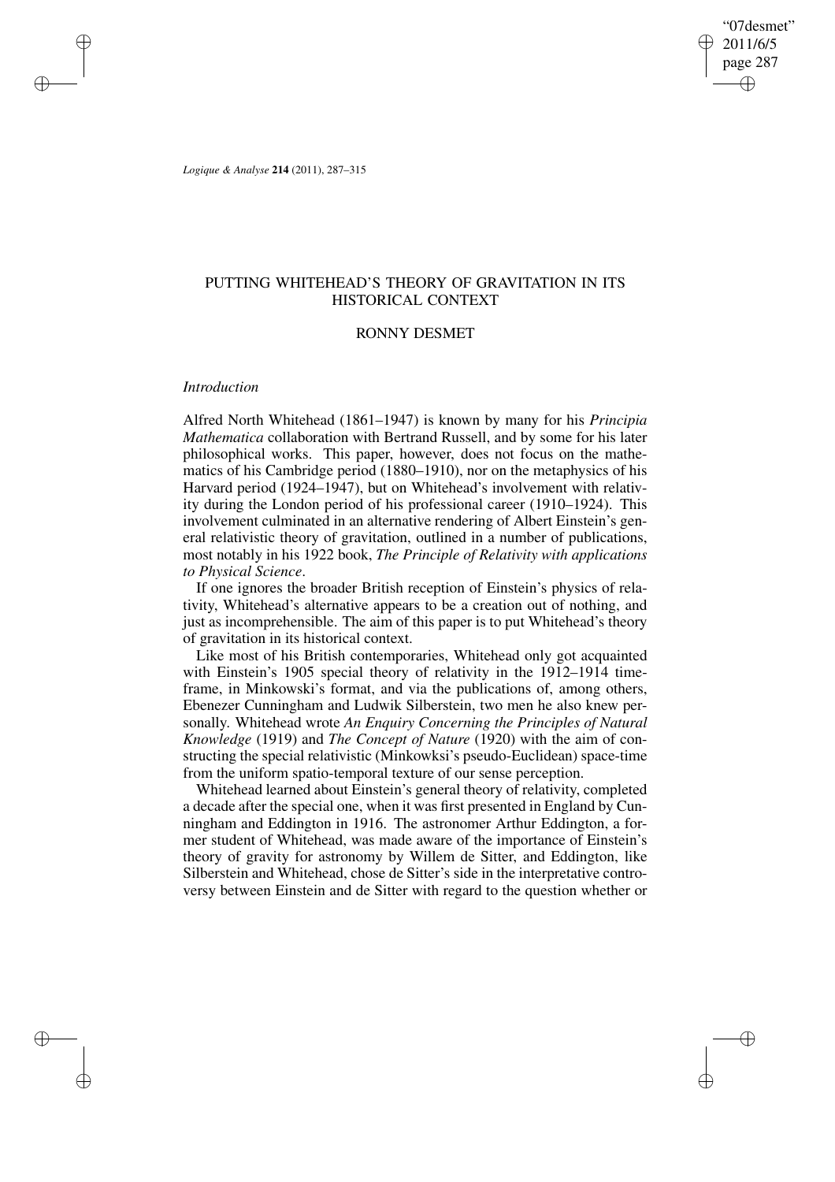# PUTTING WHITEHEAD'S THEORY OF GRAVITATION IN ITS HISTORICAL CONTEXT

## RONNY DESMET

### *Introduction*

Alfred North Whitehead (1861–1947) is known by many for his *Principia Mathematica* collaboration with Bertrand Russell, and by some for his later philosophical works. This paper, however, does not focus on the mathematics of his Cambridge period (1880–1910), nor on the metaphysics of his Harvard period (1924–1947), but on Whitehead's involvement with relativity during the London period of his professional career (1910–1924). This involvement culminated in an alternative rendering of Albert Einstein's general relativistic theory of gravitation, outlined in a number of publications, most notably in his 1922 book, *The Principle of Relativity with applications to Physical Science*.

If one ignores the broader British reception of Einstein's physics of relativity, Whitehead's alternative appears to be a creation out of nothing, and just as incomprehensible. The aim of this paper is to put Whitehead's theory of gravitation in its historical context.

Like most of his British contemporaries, Whitehead only got acquainted with Einstein's 1905 special theory of relativity in the 1912–1914 timeframe, in Minkowski's format, and via the publications of, among others, Ebenezer Cunningham and Ludwik Silberstein, two men he also knew personally. Whitehead wrote *An Enquiry Concerning the Principles of Natural Knowledge* (1919) and *The Concept of Nature* (1920) with the aim of constructing the special relativistic (Minkowksi's pseudo-Euclidean) space-time from the uniform spatio-temporal texture of our sense perception.

Whitehead learned about Einstein's general theory of relativity, completed a decade after the special one, when it was first presented in England by Cunningham and Eddington in 1916. The astronomer Arthur Eddington, a former student of Whitehead, was made aware of the importance of Einstein's theory of gravity for astronomy by Willem de Sitter, and Eddington, like Silberstein and Whitehead, chose de Sitter's side in the interpretative controversy between Einstein and de Sitter with regard to the question whether or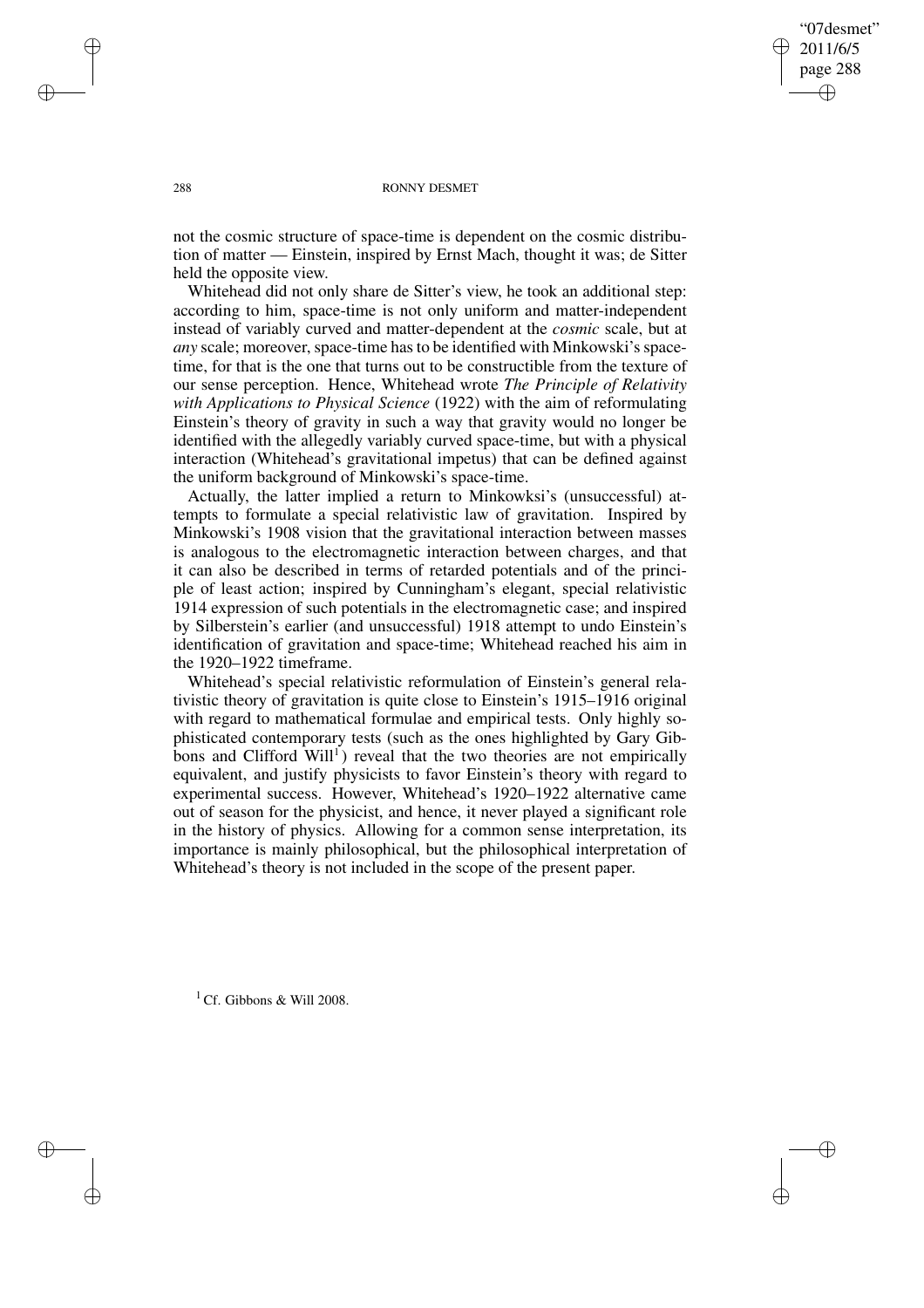not the cosmic structure of space-time is dependent on the cosmic distribution of matter — Einstein, inspired by Ernst Mach, thought it was; de Sitter held the opposite view.

Whitehead did not only share de Sitter's view, he took an additional step: according to him, space-time is not only uniform and matter-independent instead of variably curved and matter-dependent at the *cosmic* scale, but at *any* scale; moreover, space-time has to be identified with Minkowski's space-time, for that is the one that turns out to be constructible from the texture of our sense perception. Hence, Whitehead wrote *The Principle of Relativity with Applications to Physical Science* (1922) with the aim of reformulating Einstein's theory of gravity in such a way that gravity would no longer be identified with the allegedly variably curved space-time, but with a physical interaction (Whitehead's gravitational impetus) that can be defined against the uniform background of Minkowski's space-time.

Actually, the latter implied a return to Minkowksi's (unsuccessful) attempts to formulate a special relativistic law of gravitation. Inspired by Minkowski's 1908 vision that the gravitational interaction between masses is analogous to the electromagnetic interaction between charges, and that it can also be described in terms of retarded potentials and of the principle of least action; inspired by Cunningham's elegant, special relativistic 1914 expression of such potentials in the electromagnetic case; and inspired by Silberstein's earlier (and unsuccessful) 1918 attempt to undo Einstein's identification of gravitation and space-time; Whitehead reached his aim in the 1920–1922 timeframe.

Whitehead's special relativistic reformulation of Einstein's general relativistic theory of gravitation is quite close to Einstein's 1915–1916 original with regard to mathematical formulae and empirical tests. Only highly sophisticated contemporary tests (such as the ones highlighted by Gary Gibbons and Clifford Will[1]) reveal that the two theories are not empirically equivalent, and justify physicists to favor Einstein's theory with regard to experimental success. However, Whitehead's 1920–1922 alternative came out of season for the physicist, and hence, it never played a significant role in the history of physics. Allowing for a common sense interpretation, its importance is mainly philosophical, but the philosophical interpretation of Whitehead's theory is not included in the scope of the present paper.

[1] Cf. Gibbons & Will 2008.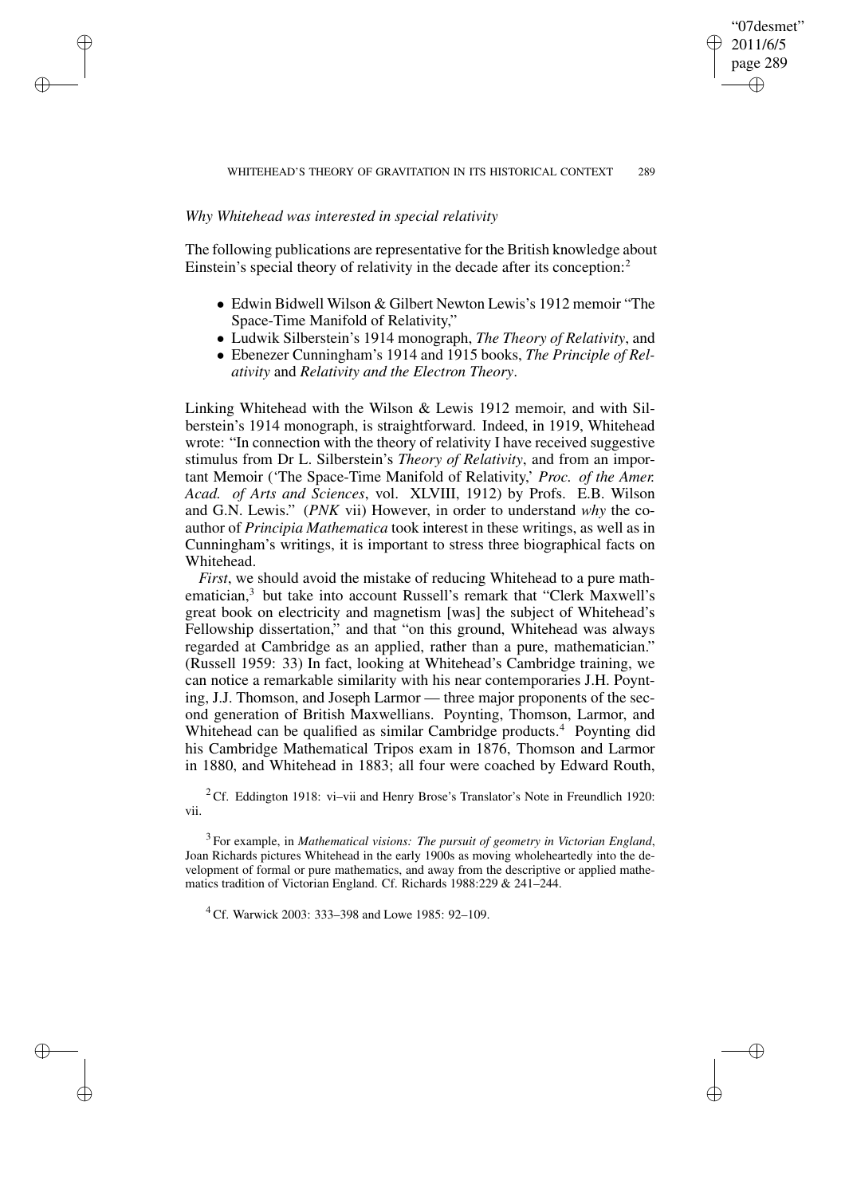*Why Whitehead was interested in special relativity*

The following publications are representative for the British knowledge about Einstein's special theory of relativity in the decade after its conception:[2]

- Edwin Bidwell Wilson & Gilbert Newton Lewis's 1912 memoir "The Space-Time Manifold of Relativity,"
- Ludwik Silberstein's 1914 monograph, *The Theory of Relativity*, and
- Ebenezer Cunningham's 1914 and 1915 books, *The Principle of Relativity* and *Relativity and the Electron Theory*.

Linking Whitehead with the Wilson & Lewis 1912 memoir, and with Silberstein's 1914 monograph, is straightforward. Indeed, in 1919, Whitehead wrote: "In connection with the theory of relativity I have received suggestive stimulus from Dr L. Silberstein's *Theory of Relativity*, and from an important Memoir ('The Space-Time Manifold of Relativity,' *Proc. of the Amer. Acad. of Arts and Sciences*, vol. XLVIII, 1912) by Profs. E.B. Wilson and G.N. Lewis." (*PNK* vii) However, in order to understand *why* the co-author of *Principia Mathematica* took interest in these writings, as well as in Cunningham's writings, it is important to stress three biographical facts on Whitehead.

*First*, we should avoid the mistake of reducing Whitehead to a pure mathematician,[3] but take into account Russell's remark that "Clerk Maxwell's great book on electricity and magnetism [was] the subject of Whitehead's Fellowship dissertation," and that "on this ground, Whitehead was always regarded at Cambridge as an applied, rather than a pure, mathematician." (Russell 1959: 33) In fact, looking at Whitehead's Cambridge training, we can notice a remarkable similarity with his near contemporaries J.H. Poynting, J.J. Thomson, and Joseph Larmor — three major proponents of the second generation of British Maxwellians. Poynting, Thomson, Larmor, and Whitehead can be qualified as similar Cambridge products.[4] Poynting did his Cambridge Mathematical Tripos exam in 1876, Thomson and Larmor in 1880, and Whitehead in 1883; all four were coached by Edward Routh,

[2] Cf. Eddington 1918: vi–vii and Henry Brose's Translator's Note in Freundlich 1920: vii.

[3] For example, in *Mathematical visions: The pursuit of geometry in Victorian England*, Joan Richards pictures Whitehead in the early 1900s as moving wholeheartedly into the development of formal or pure mathematics, and away from the descriptive or applied mathematics tradition of Victorian England. Cf. Richards 1988:229 & 241–244.

[4] Cf. Warwick 2003: 333–398 and Lowe 1985: 92–109.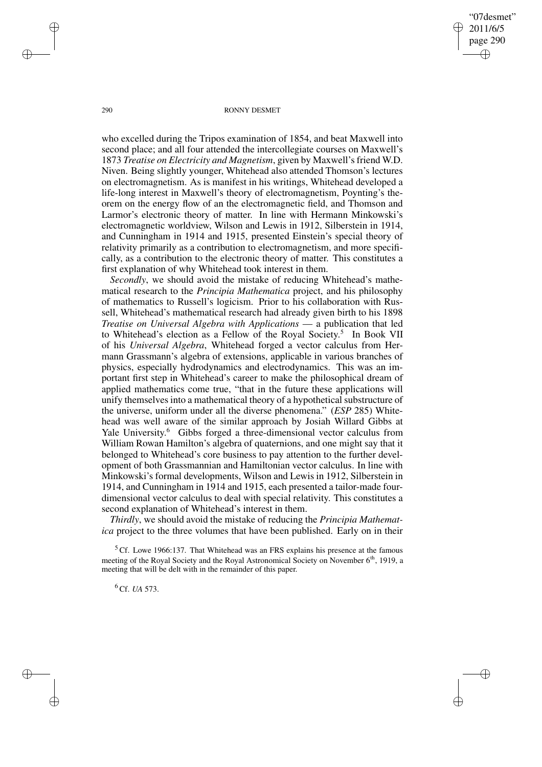who excelled during the Tripos examination of 1854, and beat Maxwell into second place; and all four attended the intercollegiate courses on Maxwell's 1873 *Treatise on Electricity and Magnetism*, given by Maxwell's friend W.D. Niven. Being slightly younger, Whitehead also attended Thomson's lectures on electromagnetism. As is manifest in his writings, Whitehead developed a life-long interest in Maxwell's theory of electromagnetism, Poynting's theorem on the energy flow of an the electromagnetic field, and Thomson and Larmor's electronic theory of matter. In line with Hermann Minkowski's electromagnetic worldview, Wilson and Lewis in 1912, Silberstein in 1914, and Cunningham in 1914 and 1915, presented Einstein's special theory of relativity primarily as a contribution to electromagnetism, and more specifically, as a contribution to the electronic theory of matter. This constitutes a first explanation of why Whitehead took interest in them.

*Secondly*, we should avoid the mistake of reducing Whitehead's mathematical research to the *Principia Mathematica* project, and his philosophy of mathematics to Russell's logicism. Prior to his collaboration with Russell, Whitehead's mathematical research had already given birth to his 1898 *Treatise on Universal Algebra with Applications* — a publication that led to Whitehead's election as a Fellow of the Royal Society.[5] In Book VII of his *Universal Algebra*, Whitehead forged a vector calculus from Hermann Grassmann's algebra of extensions, applicable in various branches of physics, especially hydrodynamics and electrodynamics. This was an important first step in Whitehead's career to make the philosophical dream of applied mathematics come true, "that in the future these applications will unify themselves into a mathematical theory of a hypothetical substructure of the universe, uniform under all the diverse phenomena." (*ESP* 285) Whitehead was well aware of the similar approach by Josiah Willard Gibbs at Yale University.[6] Gibbs forged a three-dimensional vector calculus from William Rowan Hamilton's algebra of quaternions, and one might say that it belonged to Whitehead's core business to pay attention to the further development of both Grassmannian and Hamiltonian vector calculus. In line with Minkowski's formal developments, Wilson and Lewis in 1912, Silberstein in 1914, and Cunningham in 1914 and 1915, each presented a tailor-made four-dimensional vector calculus to deal with special relativity. This constitutes a second explanation of Whitehead's interest in them.

*Thirdly*, we should avoid the mistake of reducing the *Principia Mathematica* project to the three volumes that have been published. Early on in their

[5] Cf. Lowe 1966:137. That Whitehead was an FRS explains his presence at the famous meeting of the Royal Society and the Royal Astronomical Society on November 6th, 1919, a meeting that will be delt with in the remainder of this paper.

[6] Cf. *UA* 573.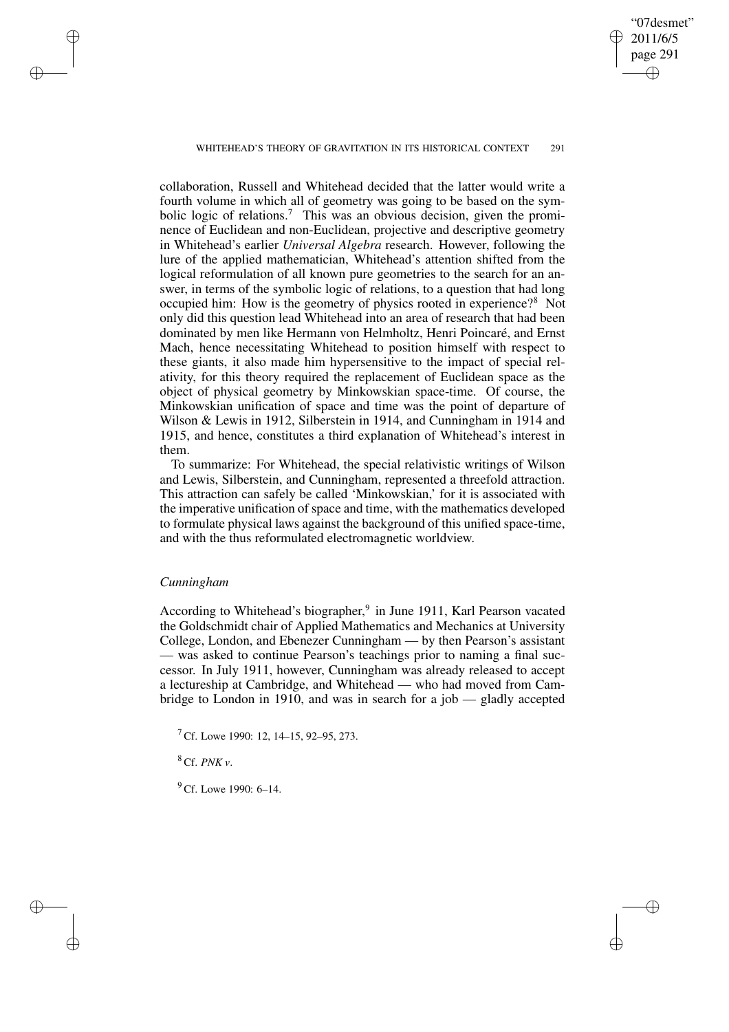collaboration, Russell and Whitehead decided that the latter would write a fourth volume in which all of geometry was going to be based on the symbolic logic of relations.[7] This was an obvious decision, given the prominence of Euclidean and non-Euclidean, projective and descriptive geometry in Whitehead's earlier *Universal Algebra* research. However, following the lure of the applied mathematician, Whitehead's attention shifted from the logical reformulation of all known pure geometries to the search for an answer, in terms of the symbolic logic of relations, to a question that had long occupied him: How is the geometry of physics rooted in experience?[8] Not only did this question lead Whitehead into an area of research that had been dominated by men like Hermann von Helmholtz, Henri Poincaré, and Ernst Mach, hence necessitating Whitehead to position himself with respect to these giants, it also made him hypersensitive to the impact of special relativity, for this theory required the replacement of Euclidean space as the object of physical geometry by Minkowskian space-time. Of course, the Minkowskian unification of space and time was the point of departure of Wilson & Lewis in 1912, Silberstein in 1914, and Cunningham in 1914 and 1915, and hence, constitutes a third explanation of Whitehead's interest in them.

To summarize: For Whitehead, the special relativistic writings of Wilson and Lewis, Silberstein, and Cunningham, represented a threefold attraction. This attraction can safely be called 'Minkowskian,' for it is associated with the imperative unification of space and time, with the mathematics developed to formulate physical laws against the background of this unified space-time, and with the thus reformulated electromagnetic worldview.

### *Cunningham*

According to Whitehead's biographer,[9] in June 1911, Karl Pearson vacated the Goldschmidt chair of Applied Mathematics and Mechanics at University College, London, and Ebenezer Cunningham — by then Pearson's assistant — was asked to continue Pearson's teachings prior to naming a final successor. In July 1911, however, Cunningham was already released to accept a lectureship at Cambridge, and Whitehead — who had moved from Cambridge to London in 1910, and was in search for a job — gladly accepted

[7] Cf. Lowe 1990: 12, 14–15, 92–95, 273.

[8] Cf. *PNK v*.

[9] Cf. Lowe 1990: 6–14.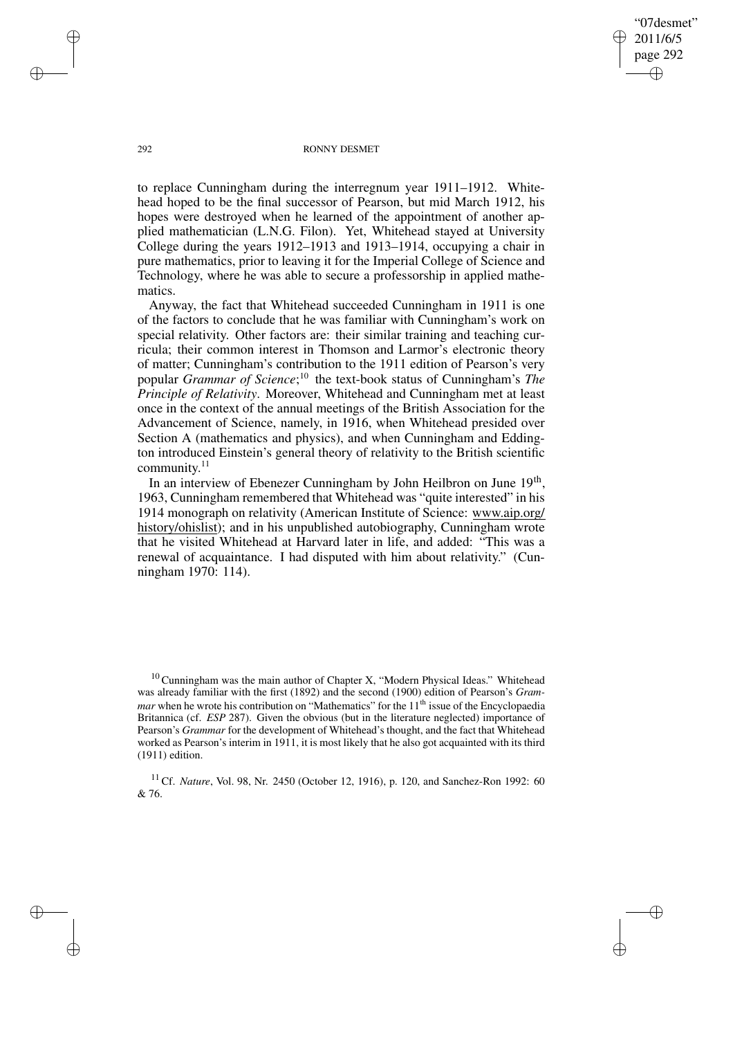to replace Cunningham during the interregnum year 1911–1912. Whitehead hoped to be the final successor of Pearson, but mid March 1912, his hopes were destroyed when he learned of the appointment of another applied mathematician (L.N.G. Filon). Yet, Whitehead stayed at University College during the years 1912–1913 and 1913–1914, occupying a chair in pure mathematics, prior to leaving it for the Imperial College of Science and Technology, where he was able to secure a professorship in applied mathematics.

Anyway, the fact that Whitehead succeeded Cunningham in 1911 is one of the factors to conclude that he was familiar with Cunningham's work on special relativity. Other factors are: their similar training and teaching curricula; their common interest in Thomson and Larmor's electronic theory of matter; Cunningham's contribution to the 1911 edition of Pearson's very popular *Grammar of Science*;[10] the text-book status of Cunningham's *The Principle of Relativity*. Moreover, Whitehead and Cunningham met at least once in the context of the annual meetings of the British Association for the Advancement of Science, namely, in 1916, when Whitehead presided over Section A (mathematics and physics), and when Cunningham and Eddington introduced Einstein's general theory of relativity to the British scientific community.[11]

In an interview of Ebenezer Cunningham by John Heilbron on June 19th, 1963, Cunningham remembered that Whitehead was "quite interested" in his 1914 monograph on relativity (American Institute of Science: www.aip.org/history/ohislist); and in his unpublished autobiography, Cunningham wrote that he visited Whitehead at Harvard later in life, and added: "This was a renewal of acquaintance. I had disputed with him about relativity." (Cunningham 1970: 114).

[10] Cunningham was the main author of Chapter X, "Modern Physical Ideas." Whitehead was already familiar with the first (1892) and the second (1900) edition of Pearson's *Grammar* when he wrote his contribution on "Mathematics" for the 11th issue of the Encyclopaedia Britannica (cf. *ESP* 287). Given the obvious (but in the literature neglected) importance of Pearson's *Grammar* for the development of Whitehead's thought, and the fact that Whitehead worked as Pearson's interim in 1911, it is most likely that he also got acquainted with its third (1911) edition.

[11] Cf. *Nature*, Vol. 98, Nr. 2450 (October 12, 1916), p. 120, and Sanchez-Ron 1992: 60 & 76.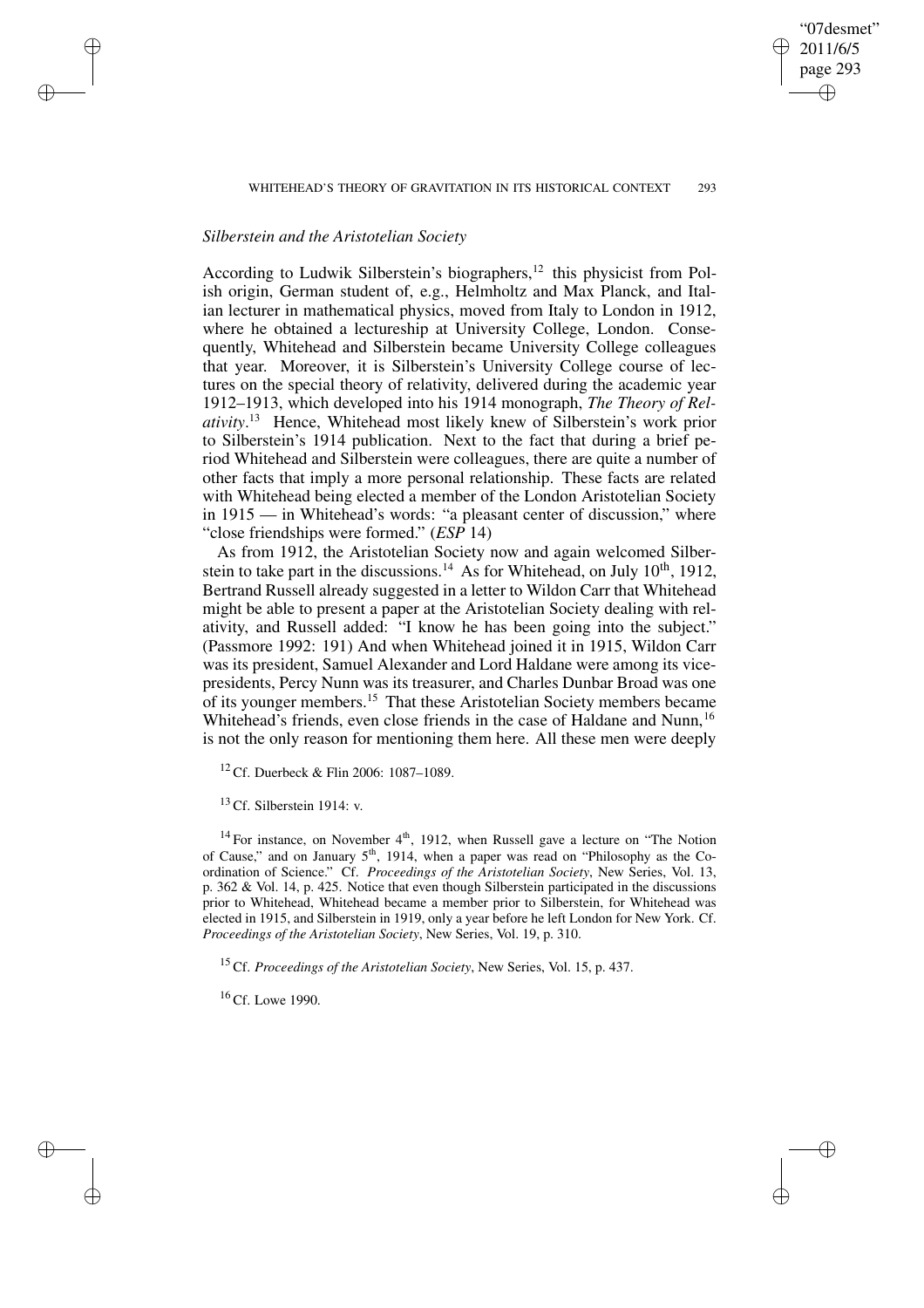### *Silberstein and the Aristotelian Society*

According to Ludwik Silberstein's biographers,[12] this physicist from Polish origin, German student of, e.g., Helmholtz and Max Planck, and Italian lecturer in mathematical physics, moved from Italy to London in 1912, where he obtained a lectureship at University College, London. Consequently, Whitehead and Silberstein became University College colleagues that year. Moreover, it is Silberstein's University College course of lectures on the special theory of relativity, delivered during the academic year 1912–1913, which developed into his 1914 monograph, *The Theory of Relativity*.[13] Hence, Whitehead most likely knew of Silberstein's work prior to Silberstein's 1914 publication. Next to the fact that during a brief period Whitehead and Silberstein were colleagues, there are quite a number of other facts that imply a more personal relationship. These facts are related with Whitehead being elected a member of the London Aristotelian Society in 1915 — in Whitehead's words: "a pleasant center of discussion," where "close friendships were formed." (*ESP* 14)

As from 1912, the Aristotelian Society now and again welcomed Silberstein to take part in the discussions.[14] As for Whitehead, on July 10th, 1912, Bertrand Russell already suggested in a letter to Wildon Carr that Whitehead might be able to present a paper at the Aristotelian Society dealing with relativity, and Russell added: "I know he has been going into the subject." (Passmore 1992: 191) And when Whitehead joined it in 1915, Wildon Carr was its president, Samuel Alexander and Lord Haldane were among its vice-presidents, Percy Nunn was its treasurer, and Charles Dunbar Broad was one of its younger members.[15] That these Aristotelian Society members became Whitehead's friends, even close friends in the case of Haldane and Nunn,[16] is not the only reason for mentioning them here. All these men were deeply

[12] Cf. Duerbeck & Flin 2006: 1087–1089.

[13] Cf. Silberstein 1914: v.

[14] For instance, on November 4th, 1912, when Russell gave a lecture on "The Notion of Cause," and on January 5th, 1914, when a paper was read on "Philosophy as the Coordination of Science." Cf. *Proceedings of the Aristotelian Society*, New Series, Vol. 13, p. 362 & Vol. 14, p. 425. Notice that even though Silberstein participated in the discussions prior to Whitehead, Whitehead became a member prior to Silberstein, for Whitehead was elected in 1915, and Silberstein in 1919, only a year before he left London for New York. Cf. *Proceedings of the Aristotelian Society*, New Series, Vol. 19, p. 310.

[15] Cf. *Proceedings of the Aristotelian Society*, New Series, Vol. 15, p. 437.

[16] Cf. Lowe 1990.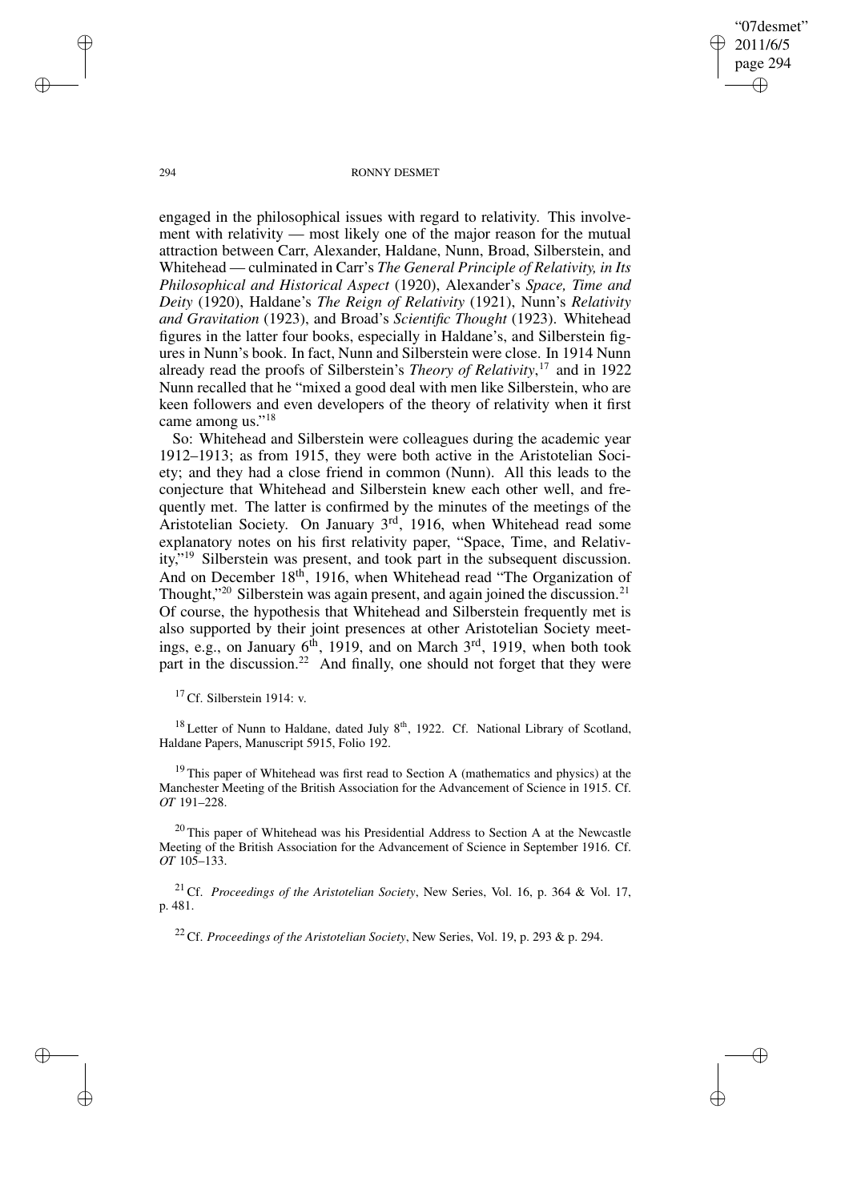engaged in the philosophical issues with regard to relativity. This involvement with relativity — most likely one of the major reason for the mutual attraction between Carr, Alexander, Haldane, Nunn, Broad, Silberstein, and Whitehead — culminated in Carr's *The General Principle of Relativity, in Its Philosophical and Historical Aspect* (1920), Alexander's *Space, Time and Deity* (1920), Haldane's *The Reign of Relativity* (1921), Nunn's *Relativity and Gravitation* (1923), and Broad's *Scientific Thought* (1923). Whitehead figures in the latter four books, especially in Haldane's, and Silberstein figures in Nunn's book. In fact, Nunn and Silberstein were close. In 1914 Nunn already read the proofs of Silberstein's *Theory of Relativity*,[17] and in 1922 Nunn recalled that he "mixed a good deal with men like Silberstein, who are keen followers and even developers of the theory of relativity when it first came among us."[18]

So: Whitehead and Silberstein were colleagues during the academic year 1912–1913; as from 1915, they were both active in the Aristotelian Society; and they had a close friend in common (Nunn). All this leads to the conjecture that Whitehead and Silberstein knew each other well, and frequently met. The latter is confirmed by the minutes of the meetings of the Aristotelian Society. On January 3rd, 1916, when Whitehead read some explanatory notes on his first relativity paper, "Space, Time, and Relativity,"[19] Silberstein was present, and took part in the subsequent discussion. And on December 18th, 1916, when Whitehead read "The Organization of Thought,"[20] Silberstein was again present, and again joined the discussion.[21] Of course, the hypothesis that Whitehead and Silberstein frequently met is also supported by their joint presences at other Aristotelian Society meetings, e.g., on January 6th, 1919, and on March 3rd, 1919, when both took part in the discussion.[22] And finally, one should not forget that they were

[17] Cf. Silberstein 1914: v.

[18] Letter of Nunn to Haldane, dated July 8th, 1922. Cf. National Library of Scotland, Haldane Papers, Manuscript 5915, Folio 192.

[19] This paper of Whitehead was first read to Section A (mathematics and physics) at the Manchester Meeting of the British Association for the Advancement of Science in 1915. Cf. *OT* 191–228.

[20] This paper of Whitehead was his Presidential Address to Section A at the Newcastle Meeting of the British Association for the Advancement of Science in September 1916. Cf. *OT* 105–133.

[21] Cf. *Proceedings of the Aristotelian Society*, New Series, Vol. 16, p. 364 & Vol. 17, p. 481.

[22] Cf. *Proceedings of the Aristotelian Society*, New Series, Vol. 19, p. 293 & p. 294.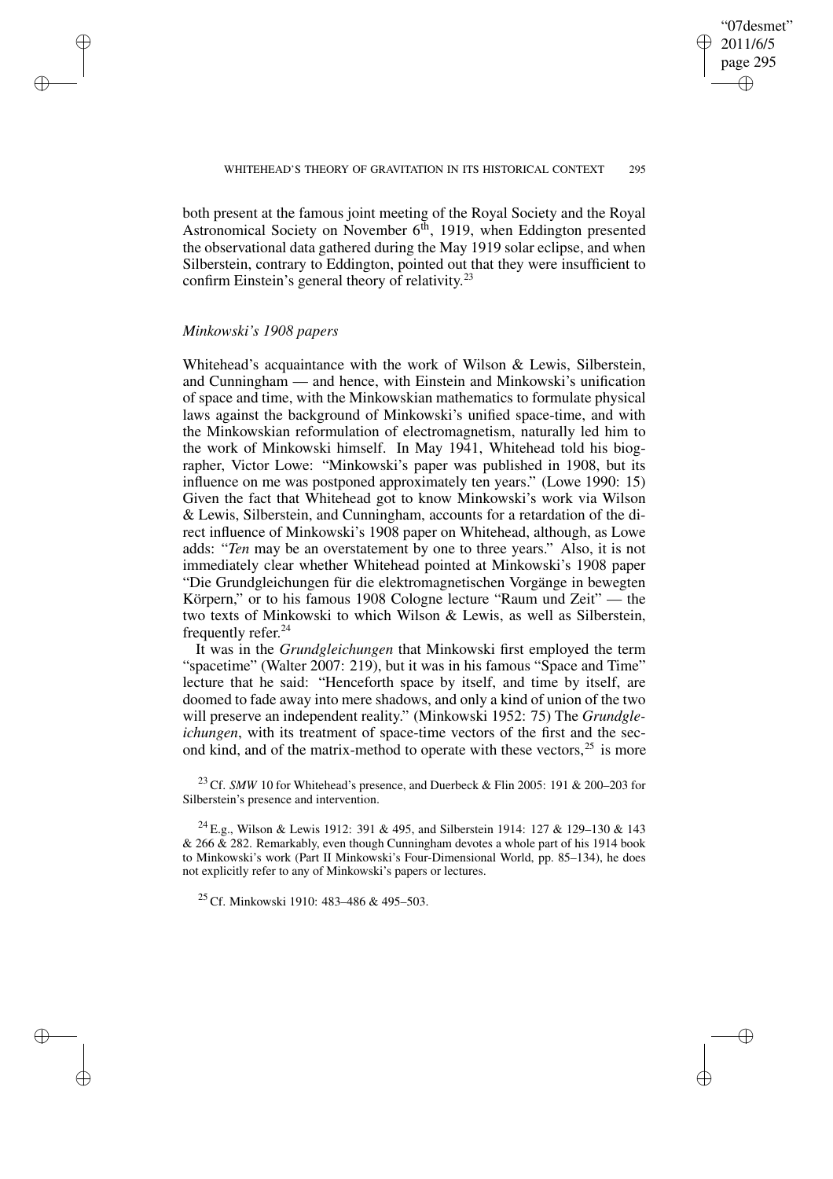both present at the famous joint meeting of the Royal Society and the Royal Astronomical Society on November 6th, 1919, when Eddington presented the observational data gathered during the May 1919 solar eclipse, and when Silberstein, contrary to Eddington, pointed out that they were insufficient to confirm Einstein's general theory of relativity.[23]

### *Minkowski's 1908 papers*

Whitehead's acquaintance with the work of Wilson & Lewis, Silberstein, and Cunningham — and hence, with Einstein and Minkowski's unification of space and time, with the Minkowskian mathematics to formulate physical laws against the background of Minkowski's unified space-time, and with the Minkowskian reformulation of electromagnetism, naturally led him to the work of Minkowski himself. In May 1941, Whitehead told his biographer, Victor Lowe: "Minkowski's paper was published in 1908, but its influence on me was postponed approximately ten years." (Lowe 1990: 15) Given the fact that Whitehead got to know Minkowski's work via Wilson & Lewis, Silberstein, and Cunningham, accounts for a retardation of the direct influence of Minkowski's 1908 paper on Whitehead, although, as Lowe adds: "*Ten* may be an overstatement by one to three years." Also, it is not immediately clear whether Whitehead pointed at Minkowski's 1908 paper "Die Grundgleichungen für die elektromagnetischen Vorgänge in bewegten Körpern," or to his famous 1908 Cologne lecture "Raum und Zeit" — the two texts of Minkowski to which Wilson & Lewis, as well as Silberstein, frequently refer.[24]

It was in the *Grundgleichungen* that Minkowski first employed the term "spacetime" (Walter 2007: 219), but it was in his famous "Space and Time" lecture that he said: "Henceforth space by itself, and time by itself, are doomed to fade away into mere shadows, and only a kind of union of the two will preserve an independent reality." (Minkowski 1952: 75) The *Grundgleichungen*, with its treatment of space-time vectors of the first and the second kind, and of the matrix-method to operate with these vectors,[25] is more

[23] Cf. *SMW* 10 for Whitehead's presence, and Duerbeck & Flin 2005: 191 & 200–203 for Silberstein's presence and intervention.

[24] E.g., Wilson & Lewis 1912: 391 & 495, and Silberstein 1914: 127 & 129–130 & 143 & 266 & 282. Remarkably, even though Cunningham devotes a whole part of his 1914 book to Minkowski's work (Part II Minkowski's Four-Dimensional World, pp. 85–134), he does not explicitly refer to any of Minkowski's papers or lectures.

[25] Cf. Minkowski 1910: 483–486 & 495–503.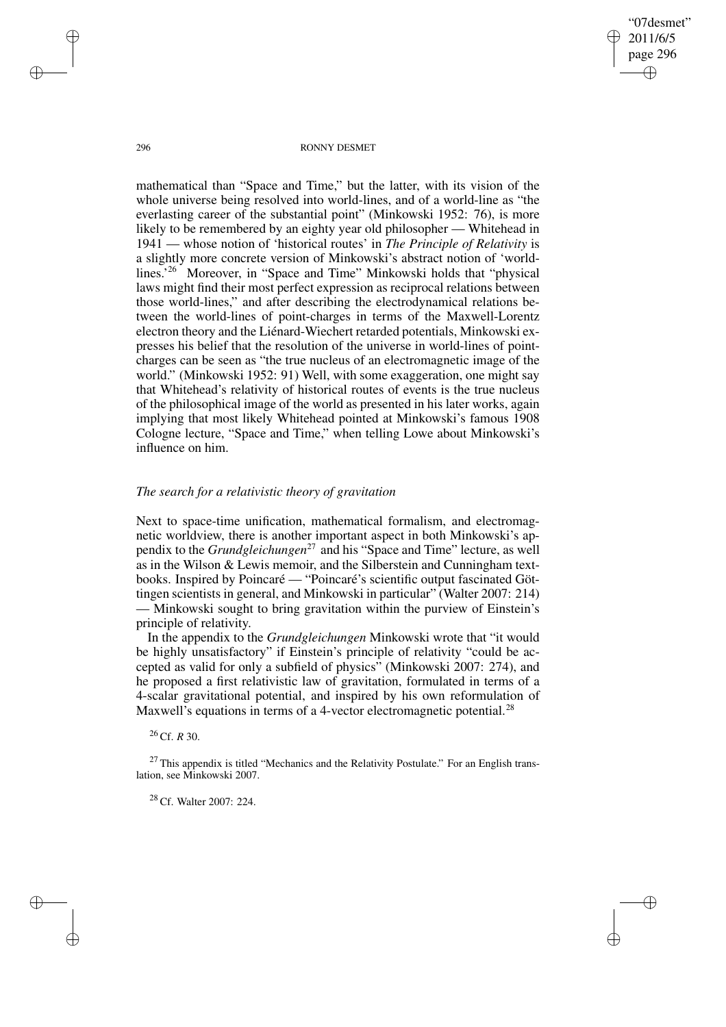mathematical than "Space and Time," but the latter, with its vision of the whole universe being resolved into world-lines, and of a world-line as "the everlasting career of the substantial point" (Minkowski 1952: 76), is more likely to be remembered by an eighty year old philosopher — Whitehead in 1941 — whose notion of 'historical routes' in *The Principle of Relativity* is a slightly more concrete version of Minkowski's abstract notion of 'world-lines.'[26] Moreover, in "Space and Time" Minkowski holds that "physical laws might find their most perfect expression as reciprocal relations between those world-lines," and after describing the electrodynamical relations between the world-lines of point-charges in terms of the Maxwell-Lorentz electron theory and the Liénard-Wiechert retarded potentials, Minkowski expresses his belief that the resolution of the universe in world-lines of point-charges can be seen as "the true nucleus of an electromagnetic image of the world." (Minkowski 1952: 91) Well, with some exaggeration, one might say that Whitehead's relativity of historical routes of events is the true nucleus of the philosophical image of the world as presented in his later works, again implying that most likely Whitehead pointed at Minkowski's famous 1908 Cologne lecture, "Space and Time," when telling Lowe about Minkowski's influence on him.

### *The search for a relativistic theory of gravitation*

Next to space-time unification, mathematical formalism, and electromagnetic worldview, there is another important aspect in both Minkowski's appendix to the *Grundgleichungen*[27] and his "Space and Time" lecture, as well as in the Wilson & Lewis memoir, and the Silberstein and Cunningham textbooks. Inspired by Poincaré — "Poincaré's scientific output fascinated Göttingen scientists in general, and Minkowski in particular" (Walter 2007: 214) — Minkowski sought to bring gravitation within the purview of Einstein's principle of relativity.

In the appendix to the *Grundgleichungen* Minkowski wrote that "it would be highly unsatisfactory" if Einstein's principle of relativity "could be accepted as valid for only a subfield of physics" (Minkowski 2007: 274), and he proposed a first relativistic law of gravitation, formulated in terms of a 4-scalar gravitational potential, and inspired by his own reformulation of Maxwell's equations in terms of a 4-vector electromagnetic potential.[28]

[26] Cf. *R* 30.

[27] This appendix is titled "Mechanics and the Relativity Postulate." For an English translation, see Minkowski 2007.

[28] Cf. Walter 2007: 224.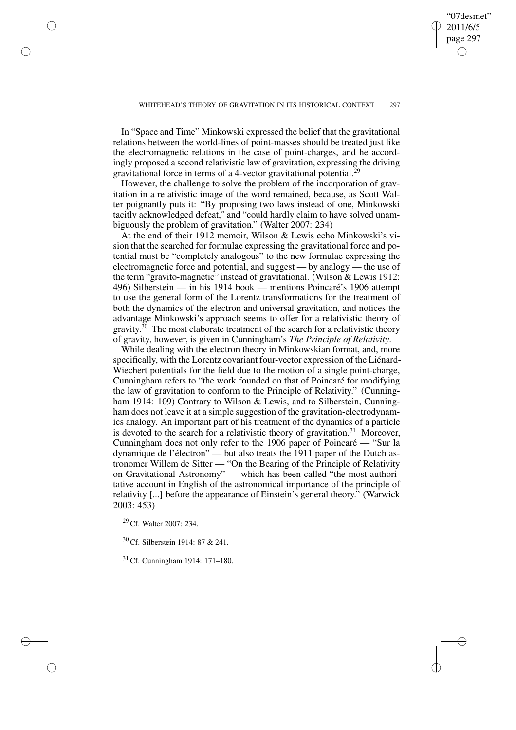In "Space and Time" Minkowski expressed the belief that the gravitational relations between the world-lines of point-masses should be treated just like the electromagnetic relations in the case of point-charges, and he accordingly proposed a second relativistic law of gravitation, expressing the driving gravitational force in terms of a 4-vector gravitational potential.[29]

However, the challenge to solve the problem of the incorporation of gravitation in a relativistic image of the word remained, because, as Scott Walter poignantly puts it: "By proposing two laws instead of one, Minkowski tacitly acknowledged defeat," and "could hardly claim to have solved unambiguously the problem of gravitation." (Walter 2007: 234)

At the end of their 1912 memoir, Wilson & Lewis echo Minkowski's vision that the searched for formulae expressing the gravitational force and potential must be "completely analogous" to the new formulae expressing the electromagnetic force and potential, and suggest — by analogy — the use of the term "gravito-magnetic" instead of gravitational. (Wilson & Lewis 1912: 496) Silberstein — in his 1914 book — mentions Poincaré's 1906 attempt to use the general form of the Lorentz transformations for the treatment of both the dynamics of the electron and universal gravitation, and notices the advantage Minkowski's approach seems to offer for a relativistic theory of gravity.[30] The most elaborate treatment of the search for a relativistic theory of gravity, however, is given in Cunningham's *The Principle of Relativity*.

While dealing with the electron theory in Minkowskian format, and, more specifically, with the Lorentz covariant four-vector expression of the Liénard-Wiechert potentials for the field due to the motion of a single point-charge, Cunningham refers to "the work founded on that of Poincaré for modifying the law of gravitation to conform to the Principle of Relativity." (Cunningham 1914: 109) Contrary to Wilson & Lewis, and to Silberstein, Cunningham does not leave it at a simple suggestion of the gravitation-electrodynamics analogy. An important part of his treatment of the dynamics of a particle is devoted to the search for a relativistic theory of gravitation.[31] Moreover, Cunningham does not only refer to the 1906 paper of Poincaré — "Sur la dynamique de l'électron" — but also treats the 1911 paper of the Dutch astronomer Willem de Sitter — "On the Bearing of the Principle of Relativity on Gravitational Astronomy" — which has been called "the most authoritative account in English of the astronomical importance of the principle of relativity [...] before the appearance of Einstein's general theory." (Warwick 2003: 453)

[29] Cf. Walter 2007: 234.

[30] Cf. Silberstein 1914: 87 & 241.

[31] Cf. Cunningham 1914: 171–180.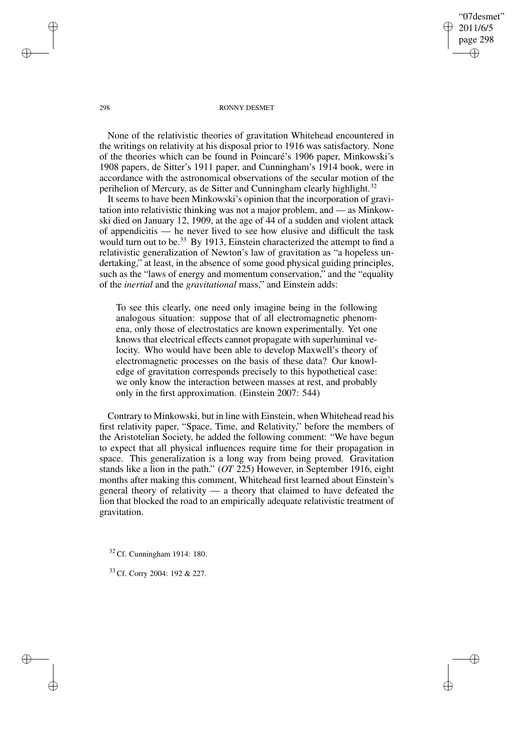None of the relativistic theories of gravitation Whitehead encountered in the writings on relativity at his disposal prior to 1916 was satisfactory. None of the theories which can be found in Poincaré's 1906 paper, Minkowski's 1908 papers, de Sitter's 1911 paper, and Cunningham's 1914 book, were in accordance with the astronomical observations of the secular motion of the perihelion of Mercury, as de Sitter and Cunningham clearly highlight.[32]

It seems to have been Minkowski's opinion that the incorporation of gravitation into relativistic thinking was not a major problem, and — as Minkowski died on January 12, 1909, at the age of 44 of a sudden and violent attack of appendicitis — he never lived to see how elusive and difficult the task would turn out to be.[33] By 1913, Einstein characterized the attempt to find a relativistic generalization of Newton's law of gravitation as "a hopeless undertaking," at least, in the absence of some good physical guiding principles, such as the "laws of energy and momentum conservation," and the "equality of the *inertial* and the *gravitational* mass," and Einstein adds:

> To see this clearly, one need only imagine being in the following analogous situation: suppose that of all electromagnetic phenomena, only those of electrostatics are known experimentally. Yet one knows that electrical effects cannot propagate with superluminal velocity. Who would have been able to develop Maxwell's theory of electromagnetic processes on the basis of these data? Our knowledge of gravitation corresponds precisely to this hypothetical case: we only know the interaction between masses at rest, and probably only in the first approximation. (Einstein 2007: 544)

Contrary to Minkowski, but in line with Einstein, when Whitehead read his first relativity paper, "Space, Time, and Relativity," before the members of the Aristotelian Society, he added the following comment: "We have begun to expect that all physical influences require time for their propagation in space. This generalization is a long way from being proved. Gravitation stands like a lion in the path." (*OT* 225) However, in September 1916, eight months after making this comment, Whitehead first learned about Einstein's general theory of relativity — a theory that claimed to have defeated the lion that blocked the road to an empirically adequate relativistic treatment of gravitation.

[32] Cf. Cunningham 1914: 180.

[33] Cf. Corry 2004: 192 & 227.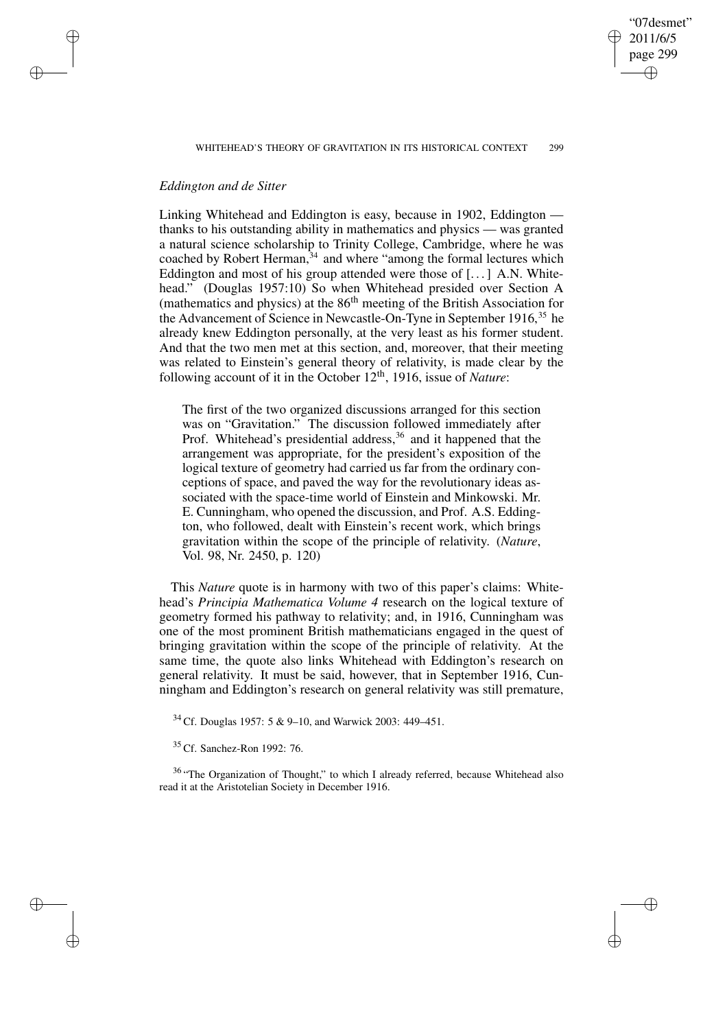### *Eddington and de Sitter*

Linking Whitehead and Eddington is easy, because in 1902, Eddington — thanks to his outstanding ability in mathematics and physics — was granted a natural science scholarship to Trinity College, Cambridge, where he was coached by Robert Herman,[34] and where "among the formal lectures which Eddington and most of his group attended were those of [. . . ] A.N. Whitehead." (Douglas 1957:10) So when Whitehead presided over Section A (mathematics and physics) at the 86th meeting of the British Association for the Advancement of Science in Newcastle-On-Tyne in September 1916,[35] he already knew Eddington personally, at the very least as his former student. And that the two men met at this section, and, moreover, that their meeting was related to Einstein's general theory of relativity, is made clear by the following account of it in the October 12th, 1916, issue of *Nature*:

> The first of the two organized discussions arranged for this section was on "Gravitation." The discussion followed immediately after Prof. Whitehead's presidential address,[36] and it happened that the arrangement was appropriate, for the president's exposition of the logical texture of geometry had carried us far from the ordinary conceptions of space, and paved the way for the revolutionary ideas associated with the space-time world of Einstein and Minkowski. Mr. E. Cunningham, who opened the discussion, and Prof. A.S. Eddington, who followed, dealt with Einstein's recent work, which brings gravitation within the scope of the principle of relativity. (*Nature*, Vol. 98, Nr. 2450, p. 120)

This *Nature* quote is in harmony with two of this paper's claims: Whitehead's *Principia Mathematica Volume 4* research on the logical texture of geometry formed his pathway to relativity; and, in 1916, Cunningham was one of the most prominent British mathematicians engaged in the quest of bringing gravitation within the scope of the principle of relativity. At the same time, the quote also links Whitehead with Eddington's research on general relativity. It must be said, however, that in September 1916, Cunningham and Eddington's research on general relativity was still premature,

[34] Cf. Douglas 1957: 5 & 9–10, and Warwick 2003: 449–451.

[35] Cf. Sanchez-Ron 1992: 76.

[36] "The Organization of Thought," to which I already referred, because Whitehead also read it at the Aristotelian Society in December 1916.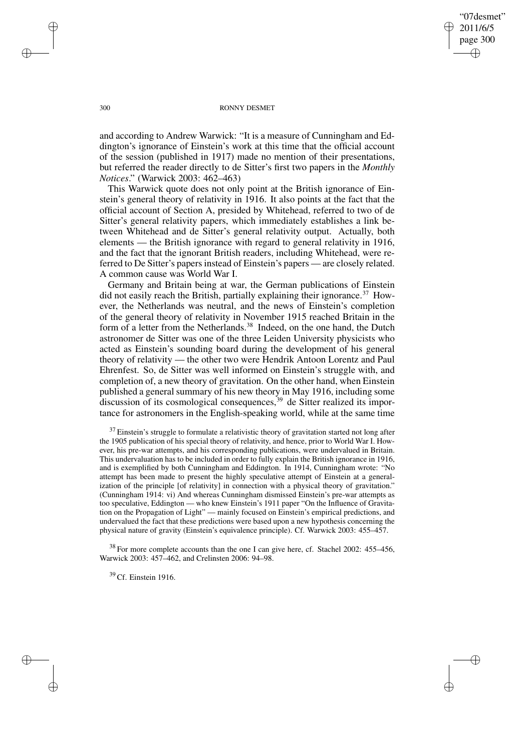and according to Andrew Warwick: "It is a measure of Cunningham and Eddington's ignorance of Einstein's work at this time that the official account of the session (published in 1917) made no mention of their presentations, but referred the reader directly to de Sitter's first two papers in the *Monthly Notices*." (Warwick 2003: 462–463)

This Warwick quote does not only point at the British ignorance of Einstein's general theory of relativity in 1916. It also points at the fact that the official account of Section A, presided by Whitehead, referred to two of de Sitter's general relativity papers, which immediately establishes a link between Whitehead and de Sitter's general relativity output. Actually, both elements — the British ignorance with regard to general relativity in 1916, and the fact that the ignorant British readers, including Whitehead, were referred to De Sitter's papers instead of Einstein's papers — are closely related. A common cause was World War I.

Germany and Britain being at war, the German publications of Einstein did not easily reach the British, partially explaining their ignorance.[37] However, the Netherlands was neutral, and the news of Einstein's completion of the general theory of relativity in November 1915 reached Britain in the form of a letter from the Netherlands.[38] Indeed, on the one hand, the Dutch astronomer de Sitter was one of the three Leiden University physicists who acted as Einstein's sounding board during the development of his general theory of relativity — the other two were Hendrik Antoon Lorentz and Paul Ehrenfest. So, de Sitter was well informed on Einstein's struggle with, and completion of, a new theory of gravitation. On the other hand, when Einstein published a general summary of his new theory in May 1916, including some discussion of its cosmological consequences,[39] de Sitter realized its importance for astronomers in the English-speaking world, while at the same time

[37] Einstein's struggle to formulate a relativistic theory of gravitation started not long after the 1905 publication of his special theory of relativity, and hence, prior to World War I. However, his pre-war attempts, and his corresponding publications, were undervalued in Britain. This undervaluation has to be included in order to fully explain the British ignorance in 1916, and is exemplified by both Cunningham and Eddington. In 1914, Cunningham wrote: "No attempt has been made to present the highly speculative attempt of Einstein at a generalization of the principle [of relativity] in connection with a physical theory of gravitation." (Cunningham 1914: vi) And whereas Cunningham dismissed Einstein's pre-war attempts as too speculative, Eddington — who knew Einstein's 1911 paper "On the Influence of Gravitation on the Propagation of Light" — mainly focused on Einstein's empirical predictions, and undervalued the fact that these predictions were based upon a new hypothesis concerning the physical nature of gravity (Einstein's equivalence principle). Cf. Warwick 2003: 455–457.

[38] For more complete accounts than the one I can give here, cf. Stachel 2002: 455–456, Warwick 2003: 457–462, and Crelinsten 2006: 94–98.

[39] Cf. Einstein 1916.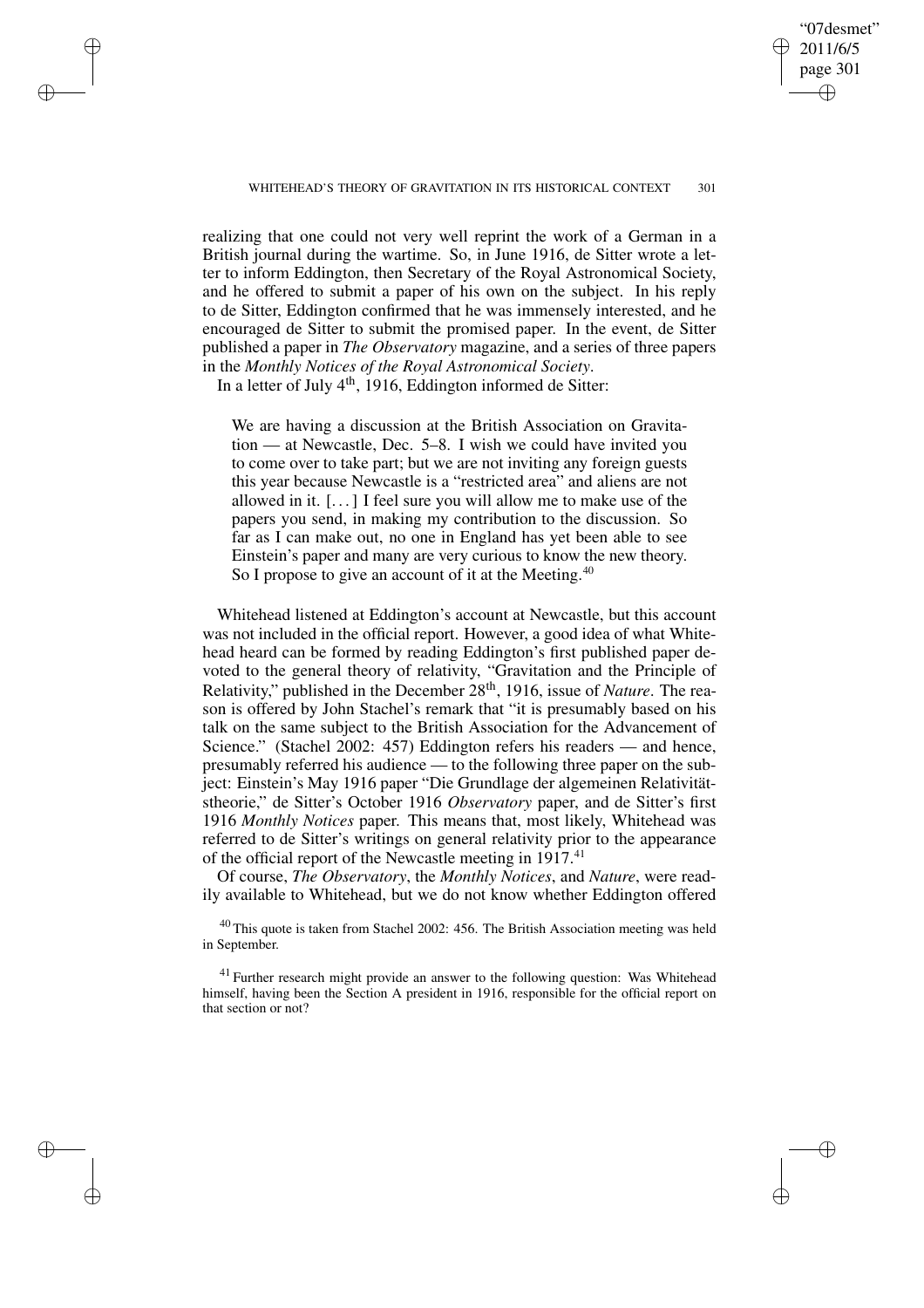realizing that one could not very well reprint the work of a German in a British journal during the wartime. So, in June 1916, de Sitter wrote a letter to inform Eddington, then Secretary of the Royal Astronomical Society, and he offered to submit a paper of his own on the subject. In his reply to de Sitter, Eddington confirmed that he was immensely interested, and he encouraged de Sitter to submit the promised paper. In the event, de Sitter published a paper in *The Observatory* magazine, and a series of three papers in the *Monthly Notices of the Royal Astronomical Society*.

In a letter of July 4th, 1916, Eddington informed de Sitter:

> We are having a discussion at the British Association on Gravitation — at Newcastle, Dec. 5–8. I wish we could have invited you to come over to take part; but we are not inviting any foreign guests this year because Newcastle is a "restricted area" and aliens are not allowed in it. [...] I feel sure you will allow me to make use of the papers you send, in making my contribution to the discussion. So far as I can make out, no one in England has yet been able to see Einstein's paper and many are very curious to know the new theory. So I propose to give an account of it at the Meeting.[40]

Whitehead listened at Eddington's account at Newcastle, but this account was not included in the official report. However, a good idea of what Whitehead heard can be formed by reading Eddington's first published paper devoted to the general theory of relativity, "Gravitation and the Principle of Relativity," published in the December 28th, 1916, issue of *Nature*. The reason is offered by John Stachel's remark that "it is presumably based on his talk on the same subject to the British Association for the Advancement of Science." (Stachel 2002: 457) Eddington refers his readers — and hence, presumably referred his audience — to the following three paper on the subject: Einstein's May 1916 paper "Die Grundlage der algemeinen Relativitätstheorie," de Sitter's October 1916 *Observatory* paper, and de Sitter's first 1916 *Monthly Notices* paper. This means that, most likely, Whitehead was referred to de Sitter's writings on general relativity prior to the appearance of the official report of the Newcastle meeting in 1917.[41]

Of course, *The Observatory*, the *Monthly Notices*, and *Nature*, were readily available to Whitehead, but we do not know whether Eddington offered

[40] This quote is taken from Stachel 2002: 456. The British Association meeting was held in September.

[41] Further research might provide an answer to the following question: Was Whitehead himself, having been the Section A president in 1916, responsible for the official report on that section or not?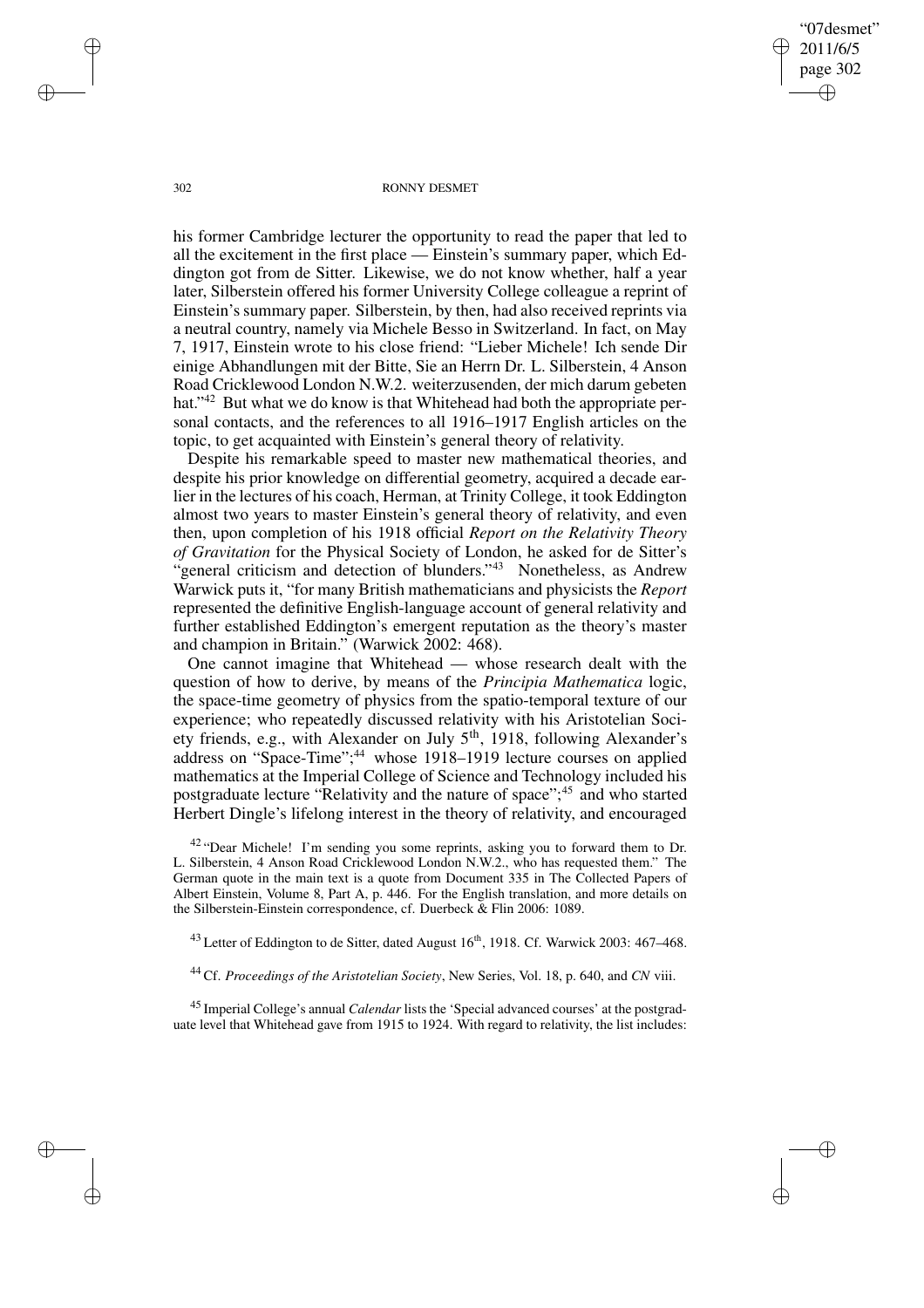his former Cambridge lecturer the opportunity to read the paper that led to all the excitement in the first place — Einstein's summary paper, which Eddington got from de Sitter. Likewise, we do not know whether, half a year later, Silberstein offered his former University College colleague a reprint of Einstein's summary paper. Silberstein, by then, had also received reprints via a neutral country, namely via Michele Besso in Switzerland. In fact, on May 7, 1917, Einstein wrote to his close friend: "Lieber Michele! Ich sende Dir einige Abhandlungen mit der Bitte, Sie an Herrn Dr. L. Silberstein, 4 Anson Road Cricklewood London N.W.2. weiterzusenden, der mich darum gebeten hat."[42] But what we do know is that Whitehead had both the appropriate personal contacts, and the references to all 1916–1917 English articles on the topic, to get acquainted with Einstein's general theory of relativity.

Despite his remarkable speed to master new mathematical theories, and despite his prior knowledge on differential geometry, acquired a decade earlier in the lectures of his coach, Herman, at Trinity College, it took Eddington almost two years to master Einstein's general theory of relativity, and even then, upon completion of his 1918 official *Report on the Relativity Theory of Gravitation* for the Physical Society of London, he asked for de Sitter's "general criticism and detection of blunders."[43] Nonetheless, as Andrew Warwick puts it, "for many British mathematicians and physicists the *Report* represented the definitive English-language account of general relativity and further established Eddington's emergent reputation as the theory's master and champion in Britain." (Warwick 2002: 468).

One cannot imagine that Whitehead — whose research dealt with the question of how to derive, by means of the *Principia Mathematica* logic, the space-time geometry of physics from the spatio-temporal texture of our experience; who repeatedly discussed relativity with his Aristotelian Society friends, e.g., with Alexander on July 5th, 1918, following Alexander's address on "Space-Time";[44] whose 1918–1919 lecture courses on applied mathematics at the Imperial College of Science and Technology included his postgraduate lecture "Relativity and the nature of space";[45] and who started Herbert Dingle's lifelong interest in the theory of relativity, and encouraged

[42] "Dear Michele! I'm sending you some reprints, asking you to forward them to Dr. L. Silberstein, 4 Anson Road Cricklewood London N.W.2., who has requested them." The German quote in the main text is a quote from Document 335 in The Collected Papers of Albert Einstein, Volume 8, Part A, p. 446. For the English translation, and more details on the Silberstein-Einstein correspondence, cf. Duerbeck & Flin 2006: 1089.

[43] Letter of Eddington to de Sitter, dated August 16th, 1918. Cf. Warwick 2003: 467–468.

[44] Cf. *Proceedings of the Aristotelian Society*, New Series, Vol. 18, p. 640, and *CN* viii.

[45] Imperial College's annual *Calendar* lists the 'Special advanced courses' at the postgraduate level that Whitehead gave from 1915 to 1924. With regard to relativity, the list includes: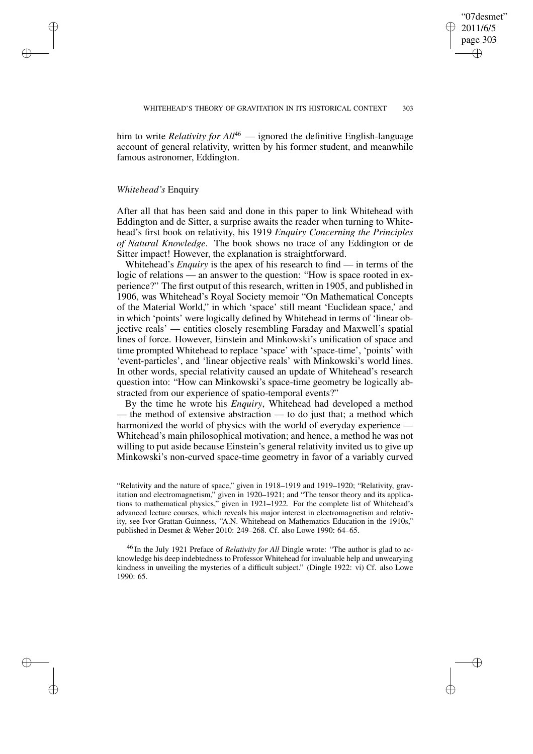him to write *Relativity for All*[46] — ignored the definitive English-language account of general relativity, written by his former student, and meanwhile famous astronomer, Eddington.

### *Whitehead's* Enquiry

After all that has been said and done in this paper to link Whitehead with Eddington and de Sitter, a surprise awaits the reader when turning to Whitehead's first book on relativity, his 1919 *Enquiry Concerning the Principles of Natural Knowledge*. The book shows no trace of any Eddington or de Sitter impact! However, the explanation is straightforward.

Whitehead's *Enquiry* is the apex of his research to find — in terms of the logic of relations — an answer to the question: "How is space rooted in experience?" The first output of this research, written in 1905, and published in 1906, was Whitehead's Royal Society memoir "On Mathematical Concepts of the Material World," in which 'space' still meant 'Euclidean space,' and in which 'points' were logically defined by Whitehead in terms of 'linear objective reals' — entities closely resembling Faraday and Maxwell's spatial lines of force. However, Einstein and Minkowski's unification of space and time prompted Whitehead to replace 'space' with 'space-time', 'points' with 'event-particles', and 'linear objective reals' with Minkowski's world lines. In other words, special relativity caused an update of Whitehead's research question into: "How can Minkowski's space-time geometry be logically abstracted from our experience of spatio-temporal events?"

By the time he wrote his *Enquiry*, Whitehead had developed a method — the method of extensive abstraction — to do just that; a method which harmonized the world of physics with the world of everyday experience — Whitehead's main philosophical motivation; and hence, a method he was not willing to put aside because Einstein's general relativity invited us to give up Minkowski's non-curved space-time geometry in favor of a variably curved

"Relativity and the nature of space," given in 1918–1919 and 1919–1920; "Relativity, gravitation and electromagnetism," given in 1920–1921; and "The tensor theory and its applications to mathematical physics," given in 1921–1922. For the complete list of Whitehead's advanced lecture courses, which reveals his major interest in electromagnetism and relativity, see Ivor Grattan-Guinness, "A.N. Whitehead on Mathematics Education in the 1910s," published in Desmet & Weber 2010: 249–268. Cf. also Lowe 1990: 64–65.

[46] In the July 1921 Preface of *Relativity for All* Dingle wrote: "The author is glad to acknowledge his deep indebtedness to Professor Whitehead for invaluable help and unwearying kindness in unveiling the mysteries of a difficult subject." (Dingle 1922: vi) Cf. also Lowe 1990: 65.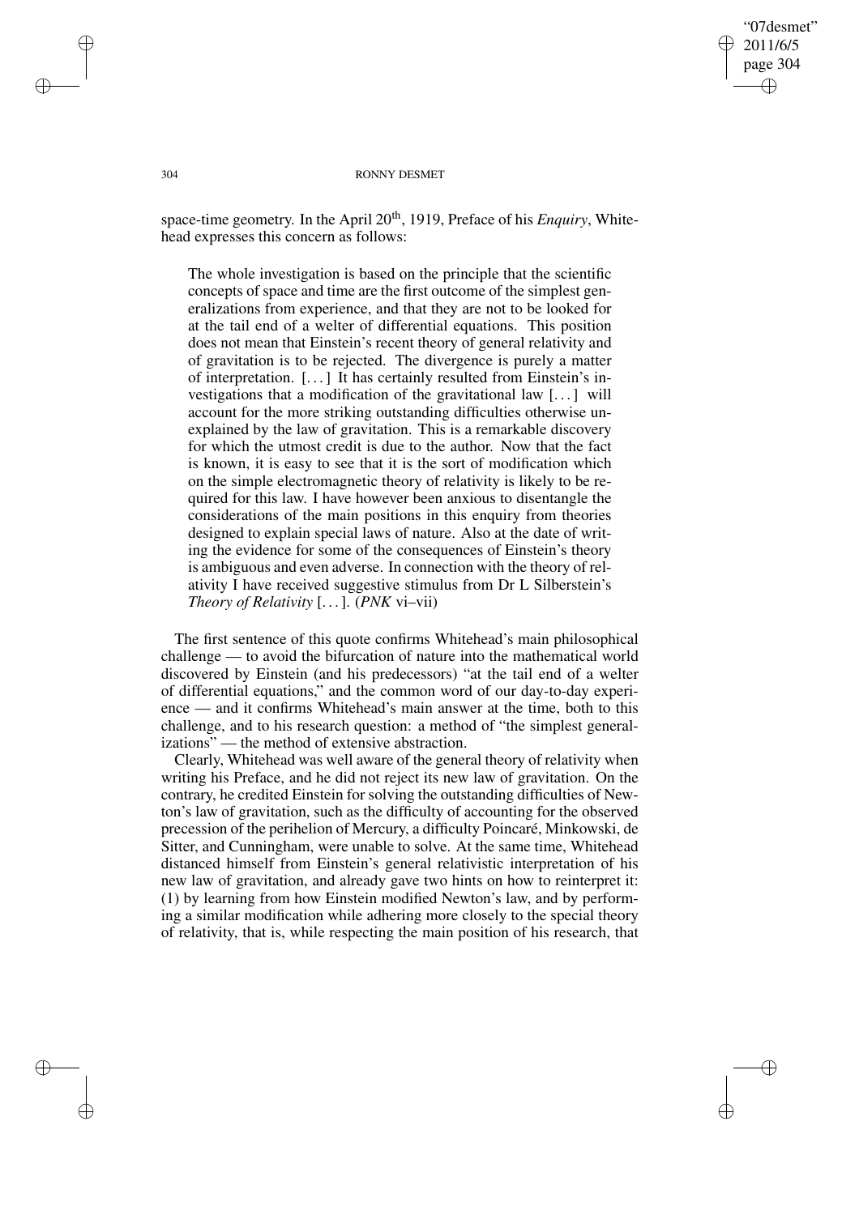space-time geometry. In the April 20th, 1919, Preface of his *Enquiry*, Whitehead expresses this concern as follows:

> The whole investigation is based on the principle that the scientific concepts of space and time are the first outcome of the simplest generalizations from experience, and that they are not to be looked for at the tail end of a welter of differential equations. This position does not mean that Einstein's recent theory of general relativity and of gravitation is to be rejected. The divergence is purely a matter of interpretation. [. . . ] It has certainly resulted from Einstein's investigations that a modification of the gravitational law [. . . ] will account for the more striking outstanding difficulties otherwise unexplained by the law of gravitation. This is a remarkable discovery for which the utmost credit is due to the author. Now that the fact is known, it is easy to see that it is the sort of modification which on the simple electromagnetic theory of relativity is likely to be required for this law. I have however been anxious to disentangle the considerations of the main positions in this enquiry from theories designed to explain special laws of nature. Also at the date of writing the evidence for some of the consequences of Einstein's theory is ambiguous and even adverse. In connection with the theory of relativity I have received suggestive stimulus from Dr L Silberstein's *Theory of Relativity* [. . . ]. (*PNK* vi–vii)

The first sentence of this quote confirms Whitehead's main philosophical challenge — to avoid the bifurcation of nature into the mathematical world discovered by Einstein (and his predecessors) "at the tail end of a welter of differential equations," and the common word of our day-to-day experience — and it confirms Whitehead's main answer at the time, both to this challenge, and to his research question: a method of "the simplest generalizations" — the method of extensive abstraction.

Clearly, Whitehead was well aware of the general theory of relativity when writing his Preface, and he did not reject its new law of gravitation. On the contrary, he credited Einstein for solving the outstanding difficulties of Newton's law of gravitation, such as the difficulty of accounting for the observed precession of the perihelion of Mercury, a difficulty Poincaré, Minkowski, de Sitter, and Cunningham, were unable to solve. At the same time, Whitehead distanced himself from Einstein's general relativistic interpretation of his new law of gravitation, and already gave two hints on how to reinterpret it: (1) by learning from how Einstein modified Newton's law, and by performing a similar modification while adhering more closely to the special theory of relativity, that is, while respecting the main position of his research, that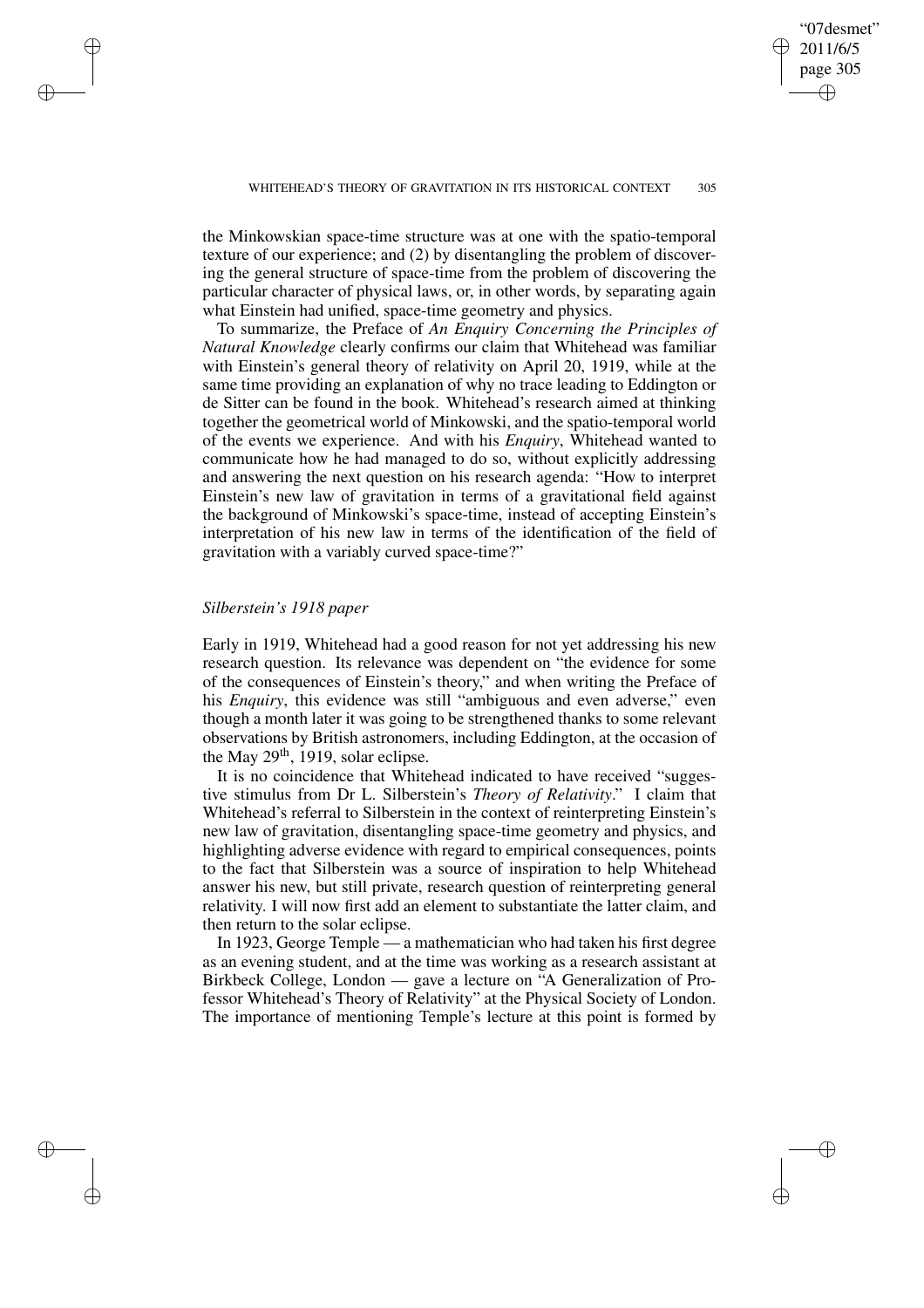the Minkowskian space-time structure was at one with the spatio-temporal texture of our experience; and (2) by disentangling the problem of discovering the general structure of space-time from the problem of discovering the particular character of physical laws, or, in other words, by separating again what Einstein had unified, space-time geometry and physics.

To summarize, the Preface of *An Enquiry Concerning the Principles of Natural Knowledge* clearly confirms our claim that Whitehead was familiar with Einstein's general theory of relativity on April 20, 1919, while at the same time providing an explanation of why no trace leading to Eddington or de Sitter can be found in the book. Whitehead's research aimed at thinking together the geometrical world of Minkowski, and the spatio-temporal world of the events we experience. And with his *Enquiry*, Whitehead wanted to communicate how he had managed to do so, without explicitly addressing and answering the next question on his research agenda: "How to interpret Einstein's new law of gravitation in terms of a gravitational field against the background of Minkowski's space-time, instead of accepting Einstein's interpretation of his new law in terms of the identification of the field of gravitation with a variably curved space-time?"

### *Silberstein's 1918 paper*

Early in 1919, Whitehead had a good reason for not yet addressing his new research question. Its relevance was dependent on "the evidence for some of the consequences of Einstein's theory," and when writing the Preface of his *Enquiry*, this evidence was still "ambiguous and even adverse," even though a month later it was going to be strengthened thanks to some relevant observations by British astronomers, including Eddington, at the occasion of the May 29th, 1919, solar eclipse.

It is no coincidence that Whitehead indicated to have received "suggestive stimulus from Dr L. Silberstein's *Theory of Relativity*." I claim that Whitehead's referral to Silberstein in the context of reinterpreting Einstein's new law of gravitation, disentangling space-time geometry and physics, and highlighting adverse evidence with regard to empirical consequences, points to the fact that Silberstein was a source of inspiration to help Whitehead answer his new, but still private, research question of reinterpreting general relativity. I will now first add an element to substantiate the latter claim, and then return to the solar eclipse.

In 1923, George Temple — a mathematician who had taken his first degree as an evening student, and at the time was working as a research assistant at Birkbeck College, London — gave a lecture on "A Generalization of Professor Whitehead's Theory of Relativity" at the Physical Society of London. The importance of mentioning Temple's lecture at this point is formed by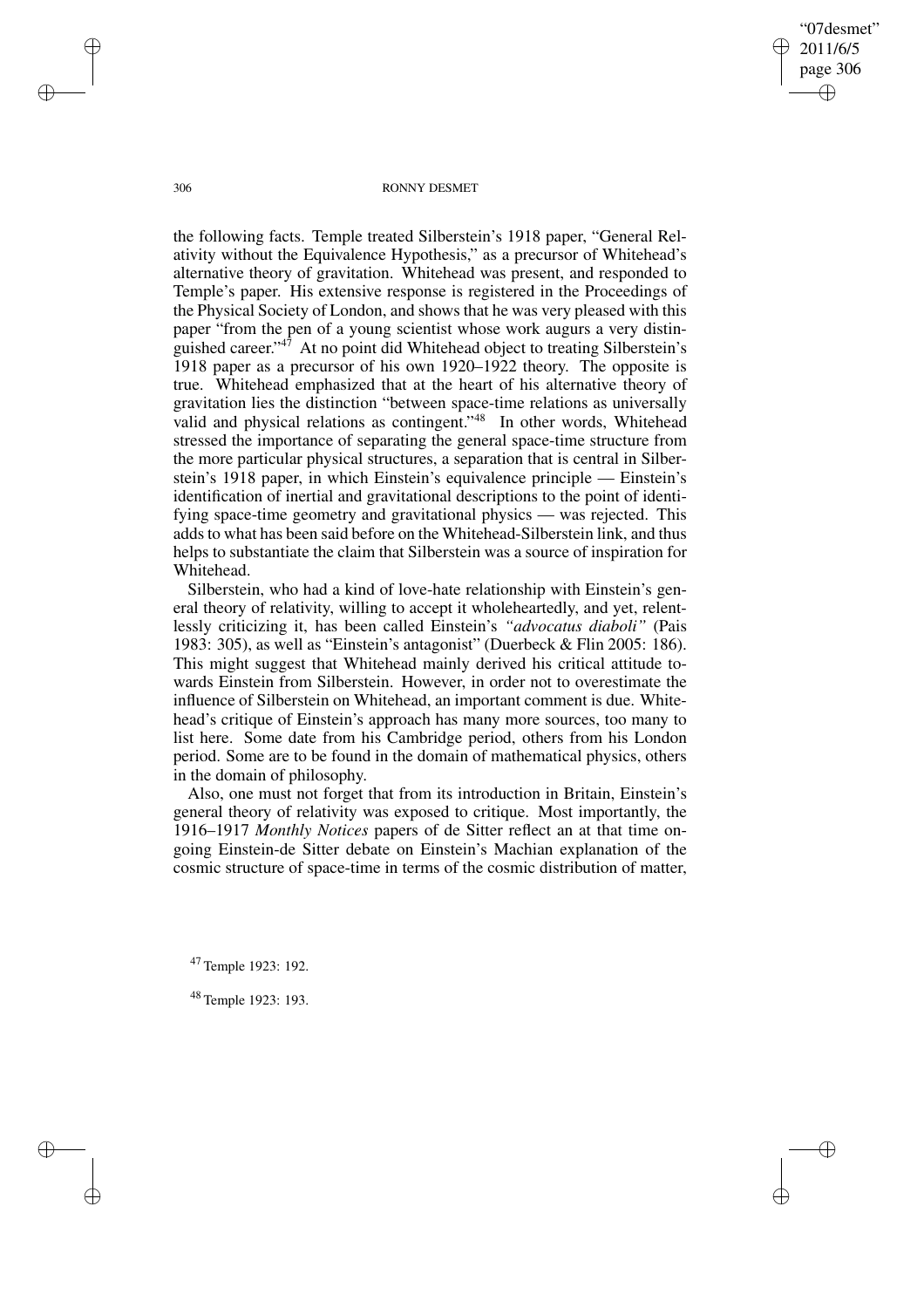the following facts. Temple treated Silberstein's 1918 paper, "General Relativity without the Equivalence Hypothesis," as a precursor of Whitehead's alternative theory of gravitation. Whitehead was present, and responded to Temple's paper. His extensive response is registered in the Proceedings of the Physical Society of London, and shows that he was very pleased with this paper "from the pen of a young scientist whose work augurs a very distinguished career."[47] At no point did Whitehead object to treating Silberstein's 1918 paper as a precursor of his own 1920–1922 theory. The opposite is true. Whitehead emphasized that at the heart of his alternative theory of gravitation lies the distinction "between space-time relations as universally valid and physical relations as contingent."[48] In other words, Whitehead stressed the importance of separating the general space-time structure from the more particular physical structures, a separation that is central in Silberstein's 1918 paper, in which Einstein's equivalence principle — Einstein's identification of inertial and gravitational descriptions to the point of identifying space-time geometry and gravitational physics — was rejected. This adds to what has been said before on the Whitehead-Silberstein link, and thus helps to substantiate the claim that Silberstein was a source of inspiration for Whitehead.

Silberstein, who had a kind of love-hate relationship with Einstein's general theory of relativity, willing to accept it wholeheartedly, and yet, relentlessly criticizing it, has been called Einstein's *"advocatus diaboli"* (Pais 1983: 305), as well as "Einstein's antagonist" (Duerbeck & Flin 2005: 186). This might suggest that Whitehead mainly derived his critical attitude towards Einstein from Silberstein. However, in order not to overestimate the influence of Silberstein on Whitehead, an important comment is due. Whitehead's critique of Einstein's approach has many more sources, too many to list here. Some date from his Cambridge period, others from his London period. Some are to be found in the domain of mathematical physics, others in the domain of philosophy.

Also, one must not forget that from its introduction in Britain, Einstein's general theory of relativity was exposed to critique. Most importantly, the 1916–1917 *Monthly Notices* papers of de Sitter reflect an at that time ongoing Einstein-de Sitter debate on Einstein's Machian explanation of the cosmic structure of space-time in terms of the cosmic distribution of matter,

[47] Temple 1923: 192.

[48] Temple 1923: 193.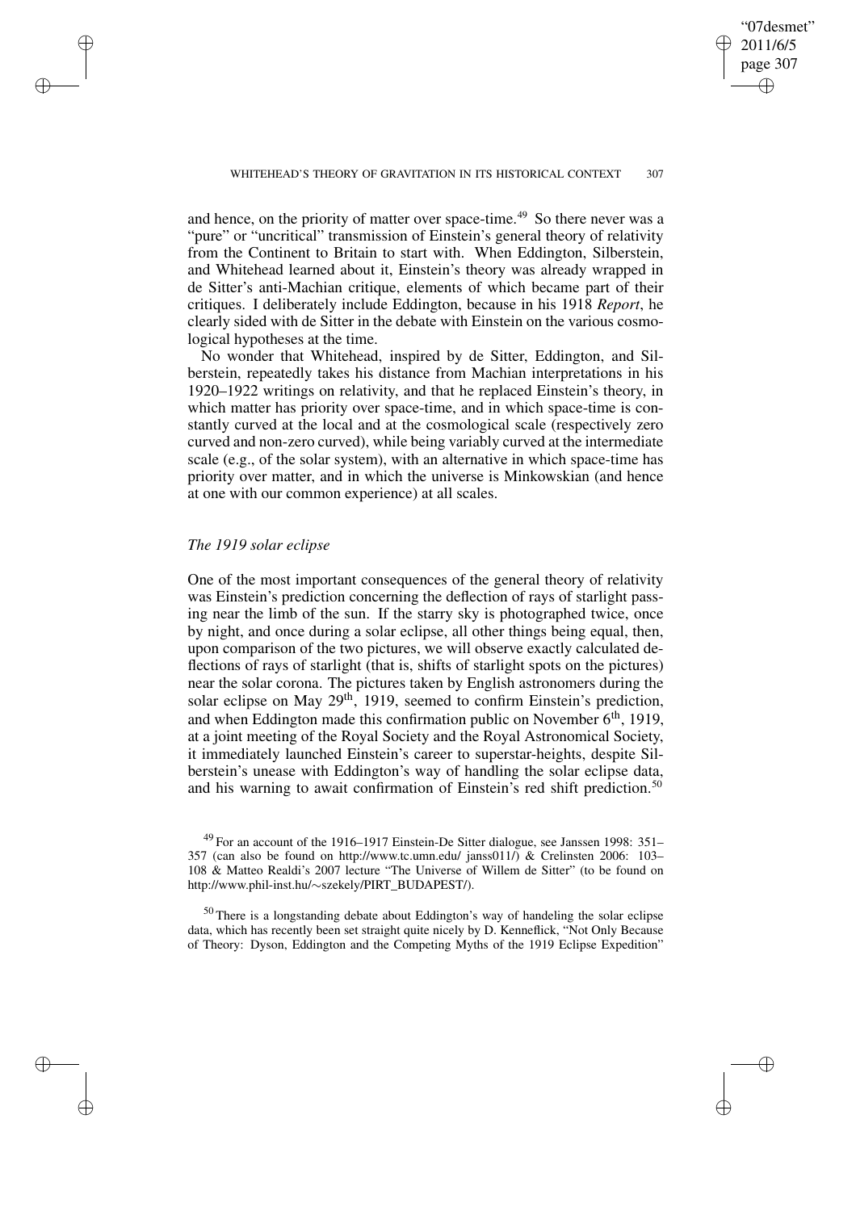and hence, on the priority of matter over space-time.[49] So there never was a "pure" or "uncritical" transmission of Einstein's general theory of relativity from the Continent to Britain to start with. When Eddington, Silberstein, and Whitehead learned about it, Einstein's theory was already wrapped in de Sitter's anti-Machian critique, elements of which became part of their critiques. I deliberately include Eddington, because in his 1918 *Report*, he clearly sided with de Sitter in the debate with Einstein on the various cosmological hypotheses at the time.

No wonder that Whitehead, inspired by de Sitter, Eddington, and Silberstein, repeatedly takes his distance from Machian interpretations in his 1920–1922 writings on relativity, and that he replaced Einstein's theory, in which matter has priority over space-time, and in which space-time is constantly curved at the local and at the cosmological scale (respectively zero curved and non-zero curved), while being variably curved at the intermediate scale (e.g., of the solar system), with an alternative in which space-time has priority over matter, and in which the universe is Minkowskian (and hence at one with our common experience) at all scales.

### *The 1919 solar eclipse*

One of the most important consequences of the general theory of relativity was Einstein's prediction concerning the deflection of rays of starlight passing near the limb of the sun. If the starry sky is photographed twice, once by night, and once during a solar eclipse, all other things being equal, then, upon comparison of the two pictures, we will observe exactly calculated deflections of rays of starlight (that is, shifts of starlight spots on the pictures) near the solar corona. The pictures taken by English astronomers during the solar eclipse on May 29th, 1919, seemed to confirm Einstein's prediction, and when Eddington made this confirmation public on November 6th, 1919, at a joint meeting of the Royal Society and the Royal Astronomical Society, it immediately launched Einstein's career to superstar-heights, despite Silberstein's unease with Eddington's way of handling the solar eclipse data, and his warning to await confirmation of Einstein's red shift prediction.[50]

---

[49] For an account of the 1916–1917 Einstein-De Sitter dialogue, see Janssen 1998: 351–357 (can also be found on http://www.tc.umn.edu/ janss011/) & Crelinsten 2006: 103–108 & Matteo Realdi's 2007 lecture "The Universe of Willem de Sitter" (to be found on http://www.phil-inst.hu/∼szekely/PIRT_BUDAPEST/).

[50] There is a longstanding debate about Eddington's way of handeling the solar eclipse data, which has recently been set straight quite nicely by D. Kenneflick, "Not Only Because of Theory: Dyson, Eddington and the Competing Myths of the 1919 Eclipse Expedition"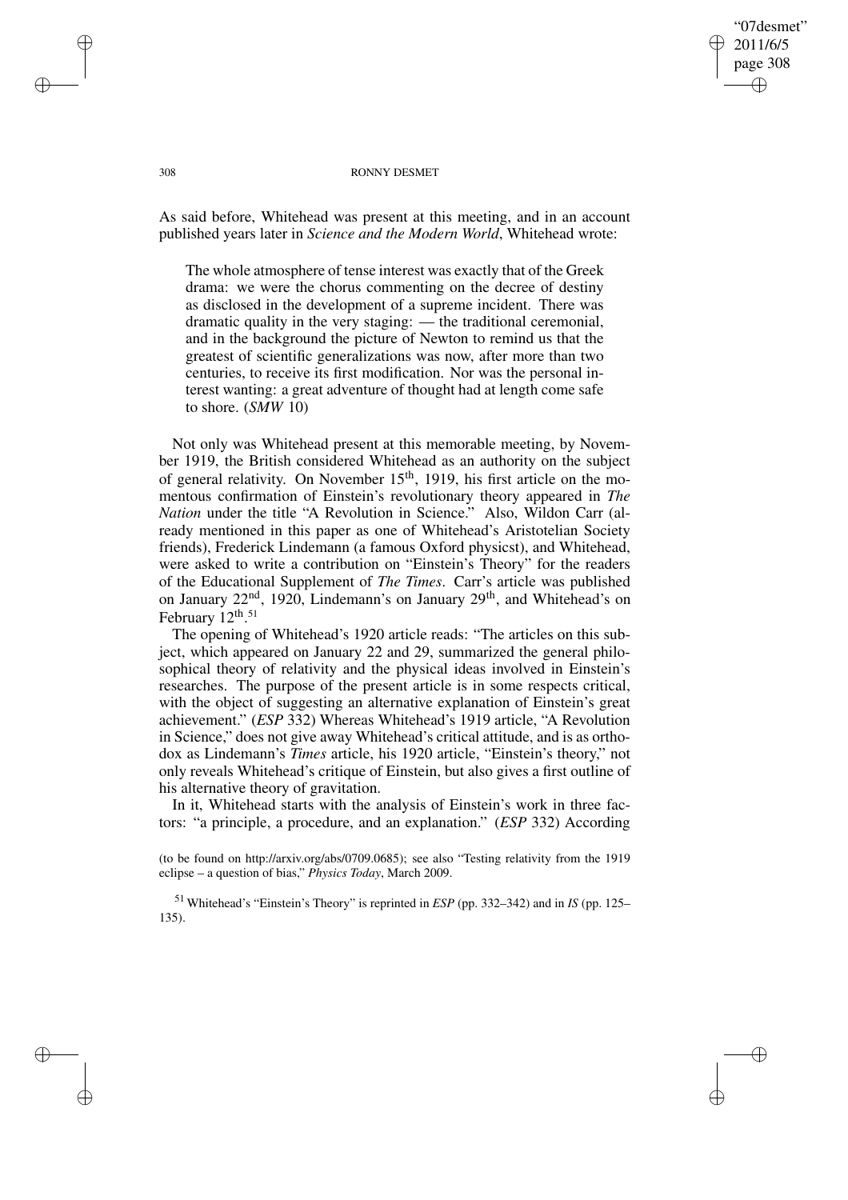As said before, Whitehead was present at this meeting, and in an account published years later in *Science and the Modern World*, Whitehead wrote:

> The whole atmosphere of tense interest was exactly that of the Greek drama: we were the chorus commenting on the decree of destiny as disclosed in the development of a supreme incident. There was dramatic quality in the very staging: — the traditional ceremonial, and in the background the picture of Newton to remind us that the greatest of scientific generalizations was now, after more than two centuries, to receive its first modification. Nor was the personal interest wanting: a great adventure of thought had at length come safe to shore. (*SMW* 10)

Not only was Whitehead present at this memorable meeting, by November 1919, the British considered Whitehead as an authority on the subject of general relativity. On November 15th, 1919, his first article on the momentous confirmation of Einstein's revolutionary theory appeared in *The Nation* under the title "A Revolution in Science." Also, Wildon Carr (already mentioned in this paper as one of Whitehead's Aristotelian Society friends), Frederick Lindemann (a famous Oxford physicst), and Whitehead, were asked to write a contribution on "Einstein's Theory" for the readers of the Educational Supplement of *The Times*. Carr's article was published on January 22nd, 1920, Lindemann's on January 29th, and Whitehead's on February 12th.[51]

The opening of Whitehead's 1920 article reads: "The articles on this subject, which appeared on January 22 and 29, summarized the general philosophical theory of relativity and the physical ideas involved in Einstein's researches. The purpose of the present article is in some respects critical, with the object of suggesting an alternative explanation of Einstein's great achievement." (*ESP* 332) Whereas Whitehead's 1919 article, "A Revolution in Science," does not give away Whitehead's critical attitude, and is as orthodox as Lindemann's *Times* article, his 1920 article, "Einstein's theory," not only reveals Whitehead's critique of Einstein, but also gives a first outline of his alternative theory of gravitation.

In it, Whitehead starts with the analysis of Einstein's work in three factors: "a principle, a procedure, and an explanation." (*ESP* 332) According

(to be found on http://arxiv.org/abs/0709.0685); see also "Testing relativity from the 1919 eclipse – a question of bias," *Physics Today*, March 2009.

[51] Whitehead's "Einstein's Theory" is reprinted in *ESP* (pp. 332–342) and in *IS* (pp. 125–135).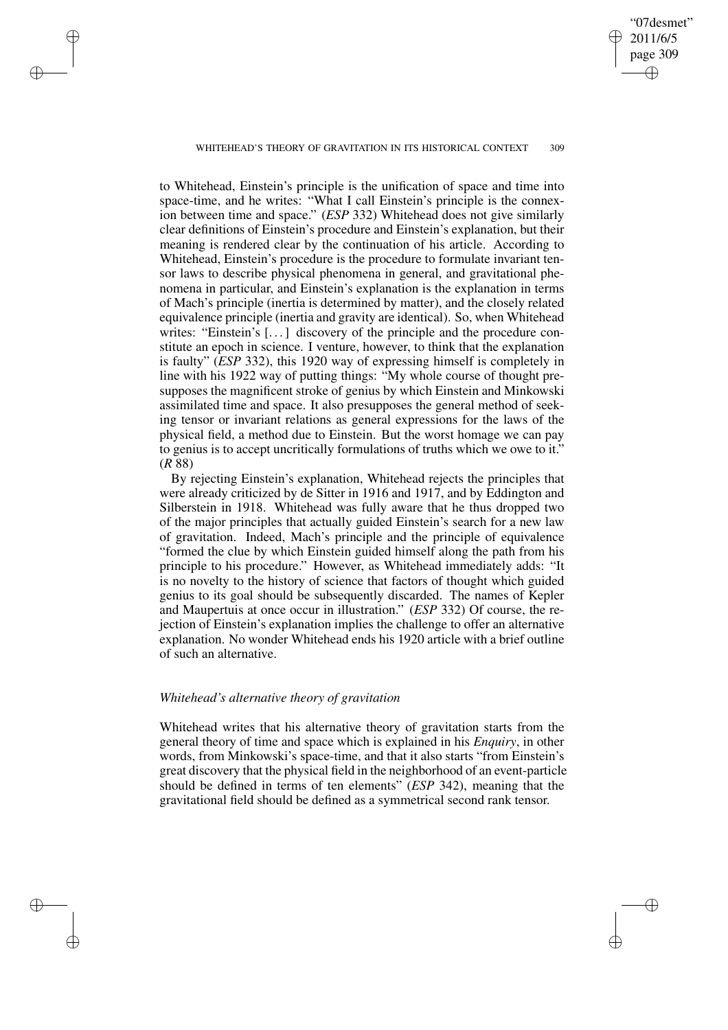to Whitehead, Einstein's principle is the unification of space and time into space-time, and he writes: "What I call Einstein's principle is the connexion between time and space." (*ESP* 332) Whitehead does not give similarly clear definitions of Einstein's procedure and Einstein's explanation, but their meaning is rendered clear by the continuation of his article. According to Whitehead, Einstein's procedure is the procedure to formulate invariant tensor laws to describe physical phenomena in general, and gravitational phenomena in particular, and Einstein's explanation is the explanation in terms of Mach's principle (inertia is determined by matter), and the closely related equivalence principle (inertia and gravity are identical). So, when Whitehead writes: "Einstein's [...] discovery of the principle and the procedure constitute an epoch in science. I venture, however, to think that the explanation is faulty" (*ESP* 332), this 1920 way of expressing himself is completely in line with his 1922 way of putting things: "My whole course of thought presupposes the magnificent stroke of genius by which Einstein and Minkowski assimilated time and space. It also presupposes the general method of seeking tensor or invariant relations as general expressions for the laws of the physical field, a method due to Einstein. But the worst homage we can pay to genius is to accept uncritically formulations of truths which we owe to it." (*R* 88)

By rejecting Einstein's explanation, Whitehead rejects the principles that were already criticized by de Sitter in 1916 and 1917, and by Eddington and Silberstein in 1918. Whitehead was fully aware that he thus dropped two of the major principles that actually guided Einstein's search for a new law of gravitation. Indeed, Mach's principle and the principle of equivalence "formed the clue by which Einstein guided himself along the path from his principle to his procedure." However, as Whitehead immediately adds: "It is no novelty to the history of science that factors of thought which guided genius to its goal should be subsequently discarded. The names of Kepler and Maupertuis at once occur in illustration." (*ESP* 332) Of course, the rejection of Einstein's explanation implies the challenge to offer an alternative explanation. No wonder Whitehead ends his 1920 article with a brief outline of such an alternative.

### *Whitehead's alternative theory of gravitation*

Whitehead writes that his alternative theory of gravitation starts from the general theory of time and space which is explained in his *Enquiry*, in other words, from Minkowski's space-time, and that it also starts "from Einstein's great discovery that the physical field in the neighborhood of an event-particle should be defined in terms of ten elements" (*ESP* 342), meaning that the gravitational field should be defined as a symmetrical second rank tensor.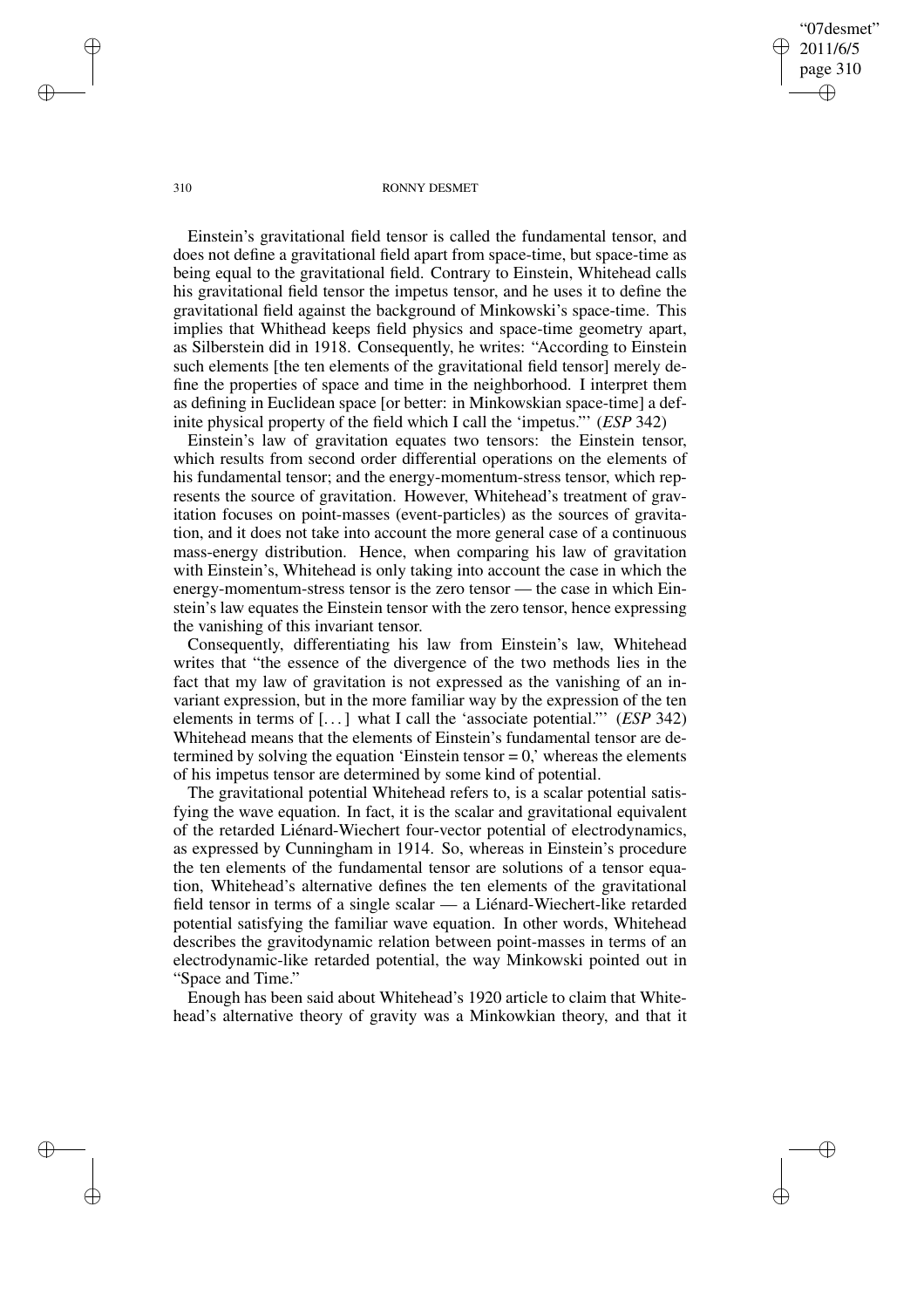Einstein's gravitational field tensor is called the fundamental tensor, and does not define a gravitational field apart from space-time, but space-time as being equal to the gravitational field. Contrary to Einstein, Whitehead calls his gravitational field tensor the impetus tensor, and he uses it to define the gravitational field against the background of Minkowski's space-time. This implies that Whithead keeps field physics and space-time geometry apart, as Silberstein did in 1918. Consequently, he writes: "According to Einstein such elements [the ten elements of the gravitational field tensor] merely define the properties of space and time in the neighborhood. I interpret them as defining in Euclidean space [or better: in Minkowskian space-time] a definite physical property of the field which I call the 'impetus.'" (*ESP* 342)

Einstein's law of gravitation equates two tensors: the Einstein tensor, which results from second order differential operations on the elements of his fundamental tensor; and the energy-momentum-stress tensor, which represents the source of gravitation. However, Whitehead's treatment of gravitation focuses on point-masses (event-particles) as the sources of gravitation, and it does not take into account the more general case of a continuous mass-energy distribution. Hence, when comparing his law of gravitation with Einstein's, Whitehead is only taking into account the case in which the energy-momentum-stress tensor is the zero tensor — the case in which Einstein's law equates the Einstein tensor with the zero tensor, hence expressing the vanishing of this invariant tensor.

Consequently, differentiating his law from Einstein's law, Whitehead writes that "the essence of the divergence of the two methods lies in the fact that my law of gravitation is not expressed as the vanishing of an invariant expression, but in the more familiar way by the expression of the ten elements in terms of [. . . ] what I call the 'associate potential.'" (*ESP* 342) Whitehead means that the elements of Einstein's fundamental tensor are determined by solving the equation 'Einstein tensor = 0,' whereas the elements of his impetus tensor are determined by some kind of potential.

The gravitational potential Whitehead refers to, is a scalar potential satisfying the wave equation. In fact, it is the scalar and gravitational equivalent of the retarded Liénard-Wiechert four-vector potential of electrodynamics, as expressed by Cunningham in 1914. So, whereas in Einstein's procedure the ten elements of the fundamental tensor are solutions of a tensor equation, Whitehead's alternative defines the ten elements of the gravitational field tensor in terms of a single scalar — a Liénard-Wiechert-like retarded potential satisfying the familiar wave equation. In other words, Whitehead describes the gravitodynamic relation between point-masses in terms of an electrodynamic-like retarded potential, the way Minkowski pointed out in "Space and Time."

Enough has been said about Whitehead's 1920 article to claim that Whitehead's alternative theory of gravity was a Minkowkian theory, and that it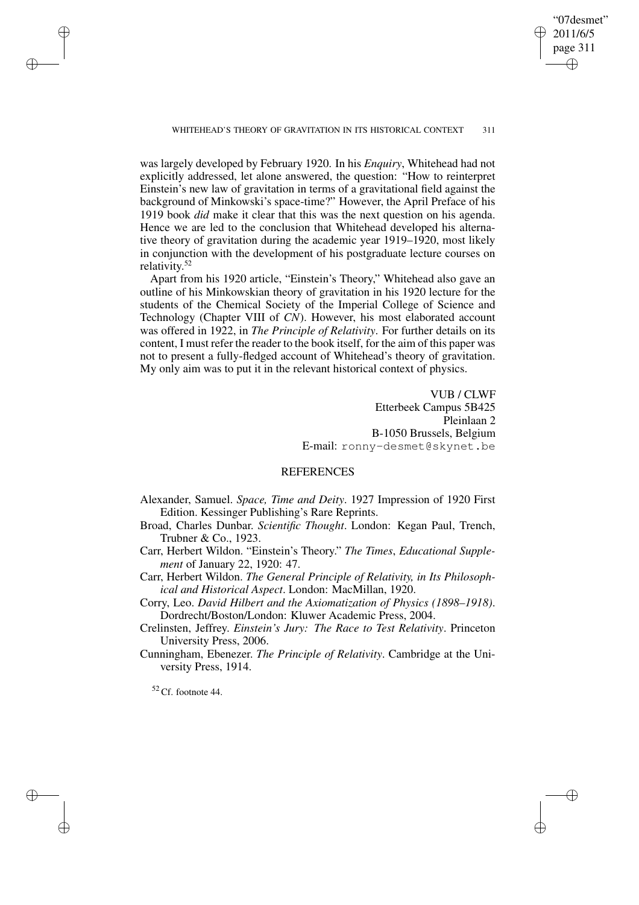was largely developed by February 1920. In his *Enquiry*, Whitehead had not explicitly addressed, let alone answered, the question: "How to reinterpret Einstein's new law of gravitation in terms of a gravitational field against the background of Minkowski's space-time?" However, the April Preface of his 1919 book *did* make it clear that this was the next question on his agenda. Hence we are led to the conclusion that Whitehead developed his alternative theory of gravitation during the academic year 1919–1920, most likely in conjunction with the development of his postgraduate lecture courses on relativity.[52]

Apart from his 1920 article, "Einstein's Theory," Whitehead also gave an outline of his Minkowskian theory of gravitation in his 1920 lecture for the students of the Chemical Society of the Imperial College of Science and Technology (Chapter VIII of *CN*). However, his most elaborated account was offered in 1922, in *The Principle of Relativity*. For further details on its content, I must refer the reader to the book itself, for the aim of this paper was not to present a fully-fledged account of Whitehead's theory of gravitation. My only aim was to put it in the relevant historical context of physics.

VUB / CLWF
Etterbeek Campus 5B425
Pleinlaan 2
B-1050 Brussels, Belgium
E-mail: ronny-desmet@skynet.be

## REFERENCES

Alexander, Samuel. *Space, Time and Deity*. 1927 Impression of 1920 First Edition. Kessinger Publishing's Rare Reprints.

Broad, Charles Dunbar. *Scientific Thought*. London: Kegan Paul, Trench, Trubner & Co., 1923.

Carr, Herbert Wildon. "Einstein's Theory." *The Times*, *Educational Supplement* of January 22, 1920: 47.

Carr, Herbert Wildon. *The General Principle of Relativity, in Its Philosophical and Historical Aspect*. London: MacMillan, 1920.

Corry, Leo. *David Hilbert and the Axiomatization of Physics (1898–1918)*. Dordrecht/Boston/London: Kluwer Academic Press, 2004.

Crelinsten, Jeffrey. *Einstein's Jury: The Race to Test Relativity*. Princeton University Press, 2006.

Cunningham, Ebenezer. *The Principle of Relativity*. Cambridge at the University Press, 1914.

[52] Cf. footnote 44.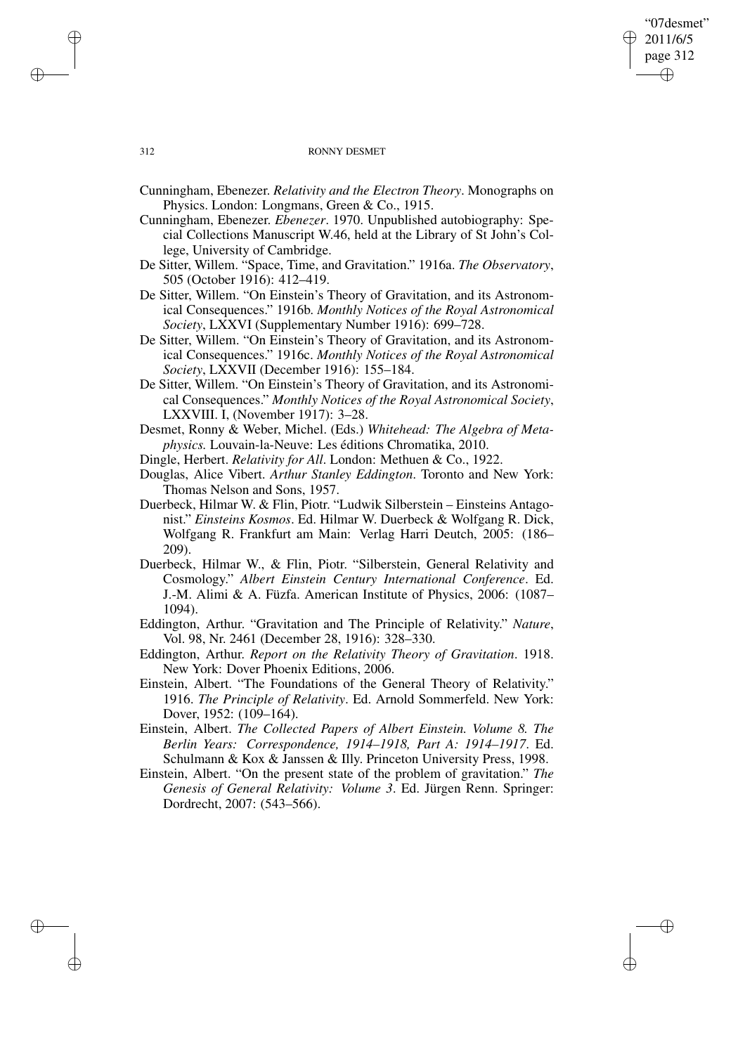Cunningham, Ebenezer. *Relativity and the Electron Theory*. Monographs on Physics. London: Longmans, Green & Co., 1915.

Cunningham, Ebenezer. *Ebenezer*. 1970. Unpublished autobiography: Special Collections Manuscript W.46, held at the Library of St John's College, University of Cambridge.

De Sitter, Willem. "Space, Time, and Gravitation." 1916a. *The Observatory*, 505 (October 1916): 412–419.

De Sitter, Willem. "On Einstein's Theory of Gravitation, and its Astronomical Consequences." 1916b. *Monthly Notices of the Royal Astronomical Society*, LXXVI (Supplementary Number 1916): 699–728.

De Sitter, Willem. "On Einstein's Theory of Gravitation, and its Astronomical Consequences." 1916c. *Monthly Notices of the Royal Astronomical Society*, LXXVII (December 1916): 155–184.

De Sitter, Willem. "On Einstein's Theory of Gravitation, and its Astronomical Consequences." *Monthly Notices of the Royal Astronomical Society*, LXXVIII. I, (November 1917): 3–28.

Desmet, Ronny & Weber, Michel. (Eds.) *Whitehead: The Algebra of Metaphysics.* Louvain-la-Neuve: Les éditions Chromatika, 2010.

Dingle, Herbert. *Relativity for All*. London: Methuen & Co., 1922.

Douglas, Alice Vibert. *Arthur Stanley Eddington*. Toronto and New York: Thomas Nelson and Sons, 1957.

Duerbeck, Hilmar W. & Flin, Piotr. "Ludwik Silberstein – Einsteins Antagonist." *Einsteins Kosmos*. Ed. Hilmar W. Duerbeck & Wolfgang R. Dick, Wolfgang R. Frankfurt am Main: Verlag Harri Deutch, 2005: (186–209).

Duerbeck, Hilmar W., & Flin, Piotr. "Silberstein, General Relativity and Cosmology." *Albert Einstein Century International Conference*. Ed. J.-M. Alimi & A. Füzfa. American Institute of Physics, 2006: (1087–1094).

Eddington, Arthur. "Gravitation and The Principle of Relativity." *Nature*, Vol. 98, Nr. 2461 (December 28, 1916): 328–330.

Eddington, Arthur. *Report on the Relativity Theory of Gravitation*. 1918. New York: Dover Phoenix Editions, 2006.

Einstein, Albert. "The Foundations of the General Theory of Relativity." 1916. *The Principle of Relativity*. Ed. Arnold Sommerfeld. New York: Dover, 1952: (109–164).

Einstein, Albert. *The Collected Papers of Albert Einstein. Volume 8. The Berlin Years: Correspondence, 1914–1918, Part A: 1914–1917*. Ed. Schulmann & Kox & Janssen & Illy. Princeton University Press, 1998.

Einstein, Albert. "On the present state of the problem of gravitation." *The Genesis of General Relativity: Volume 3*. Ed. Jürgen Renn. Springer: Dordrecht, 2007: (543–566).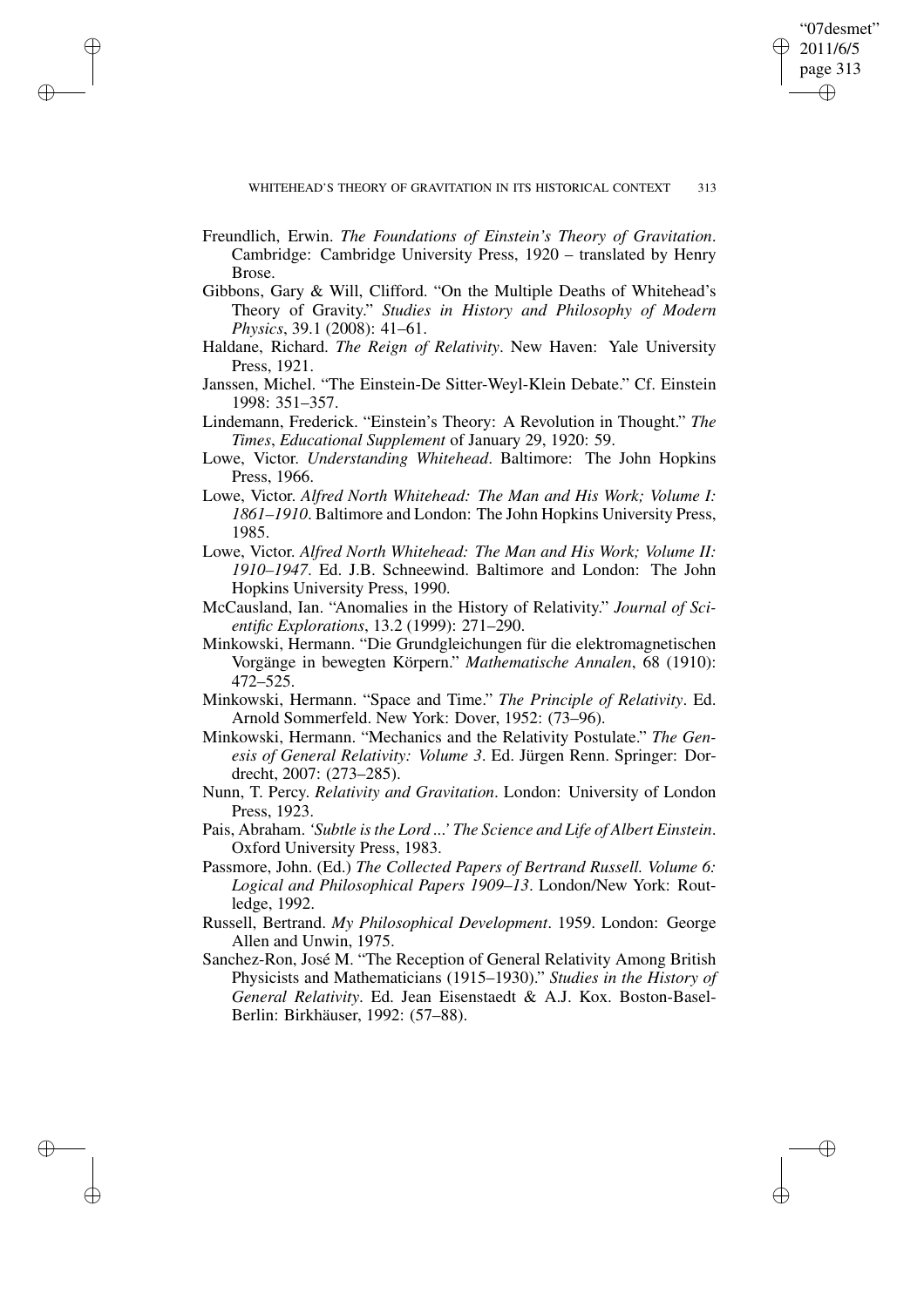Freundlich, Erwin. *The Foundations of Einstein's Theory of Gravitation*. Cambridge: Cambridge University Press, 1920 – translated by Henry Brose.

Gibbons, Gary & Will, Clifford. "On the Multiple Deaths of Whitehead's Theory of Gravity." *Studies in History and Philosophy of Modern Physics*, 39.1 (2008): 41–61.

Haldane, Richard. *The Reign of Relativity*. New Haven: Yale University Press, 1921.

Janssen, Michel. "The Einstein-De Sitter-Weyl-Klein Debate." Cf. Einstein 1998: 351–357.

Lindemann, Frederick. "Einstein's Theory: A Revolution in Thought." *The Times*, *Educational Supplement* of January 29, 1920: 59.

Lowe, Victor. *Understanding Whitehead*. Baltimore: The John Hopkins Press, 1966.

Lowe, Victor. *Alfred North Whitehead: The Man and His Work; Volume I: 1861–1910*. Baltimore and London: The John Hopkins University Press, 1985.

Lowe, Victor. *Alfred North Whitehead: The Man and His Work; Volume II: 1910–1947*. Ed. J.B. Schneewind. Baltimore and London: The John Hopkins University Press, 1990.

McCausland, Ian. "Anomalies in the History of Relativity." *Journal of Scientific Explorations*, 13.2 (1999): 271–290.

Minkowski, Hermann. "Die Grundgleichungen für die elektromagnetischen Vorgänge in bewegten Körpern." *Mathematische Annalen*, 68 (1910): 472–525.

Minkowski, Hermann. "Space and Time." *The Principle of Relativity*. Ed. Arnold Sommerfeld. New York: Dover, 1952: (73–96).

Minkowski, Hermann. "Mechanics and the Relativity Postulate." *The Genesis of General Relativity: Volume 3*. Ed. Jürgen Renn. Springer: Dordrecht, 2007: (273–285).

Nunn, T. Percy. *Relativity and Gravitation*. London: University of London Press, 1923.

Pais, Abraham. *'Subtle is the Lord ...' The Science and Life of Albert Einstein*. Oxford University Press, 1983.

Passmore, John. (Ed.) *The Collected Papers of Bertrand Russell. Volume 6: Logical and Philosophical Papers 1909–13*. London/New York: Routledge, 1992.

Russell, Bertrand. *My Philosophical Development*. 1959. London: George Allen and Unwin, 1975.

Sanchez-Ron, José M. "The Reception of General Relativity Among British Physicists and Mathematicians (1915–1930)." *Studies in the History of General Relativity*. Ed. Jean Eisenstaedt & A.J. Kox. Boston-Basel-Berlin: Birkhäuser, 1992: (57–88).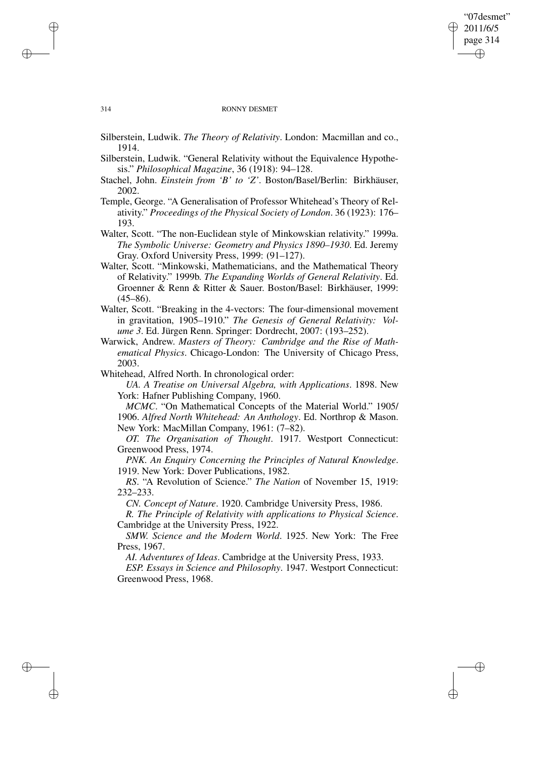Silberstein, Ludwik. *The Theory of Relativity*. London: Macmillan and co., 1914.

Silberstein, Ludwik. "General Relativity without the Equivalence Hypothesis." *Philosophical Magazine*, 36 (1918): 94–128.

Stachel, John. *Einstein from 'B' to 'Z'*. Boston/Basel/Berlin: Birkhäuser, 2002.

Temple, George. "A Generalisation of Professor Whitehead's Theory of Relativity." *Proceedings of the Physical Society of London*. 36 (1923): 176–193.

Walter, Scott. "The non-Euclidean style of Minkowskian relativity." 1999a. *The Symbolic Universe: Geometry and Physics 1890–1930*. Ed. Jeremy Gray. Oxford University Press, 1999: (91–127).

Walter, Scott. "Minkowski, Mathematicians, and the Mathematical Theory of Relativity." 1999b. *The Expanding Worlds of General Relativity*. Ed. Groenner & Renn & Ritter & Sauer. Boston/Basel: Birkhäuser, 1999: (45–86).

Walter, Scott. "Breaking in the 4-vectors: The four-dimensional movement in gravitation, 1905–1910." *The Genesis of General Relativity: Volume 3*. Ed. Jürgen Renn. Springer: Dordrecht, 2007: (193–252).

Warwick, Andrew. *Masters of Theory: Cambridge and the Rise of Mathematical Physics*. Chicago-London: The University of Chicago Press, 2003.

Whitehead, Alfred North. In chronological order:

*UA. A Treatise on Universal Algebra, with Applications*. 1898. New York: Hafner Publishing Company, 1960.

*MCMC*. "On Mathematical Concepts of the Material World." 1905/1906. *Alfred North Whitehead: An Anthology*. Ed. Northrop & Mason. New York: MacMillan Company, 1961: (7–82).

*OT. The Organisation of Thought*. 1917. Westport Connecticut: Greenwood Press, 1974.

*PNK. An Enquiry Concerning the Principles of Natural Knowledge*. 1919. New York: Dover Publications, 1982.

*RS*. "A Revolution of Science." *The Nation* of November 15, 1919: 232–233.

*CN. Concept of Nature*. 1920. Cambridge University Press, 1986.

*R. The Principle of Relativity with applications to Physical Science*. Cambridge at the University Press, 1922.

*SMW. Science and the Modern World*. 1925. New York: The Free Press, 1967.

*AI. Adventures of Ideas*. Cambridge at the University Press, 1933.

*ESP. Essays in Science and Philosophy*. 1947. Westport Connecticut: Greenwood Press, 1968.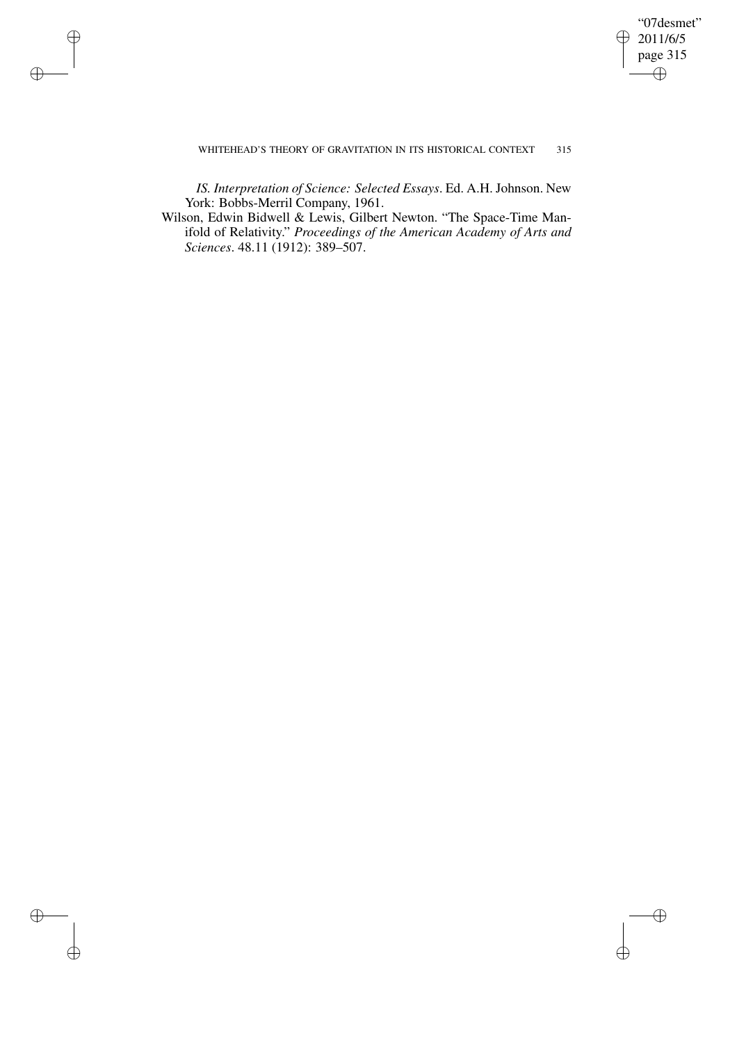*IS. Interpretation of Science: Selected Essays*. Ed. A.H. Johnson. New York: Bobbs-Merril Company, 1961.

Wilson, Edwin Bidwell & Lewis, Gilbert Newton. "The Space-Time Manifold of Relativity." *Proceedings of the American Academy of Arts and Sciences*. 48.11 (1912): 389–507.